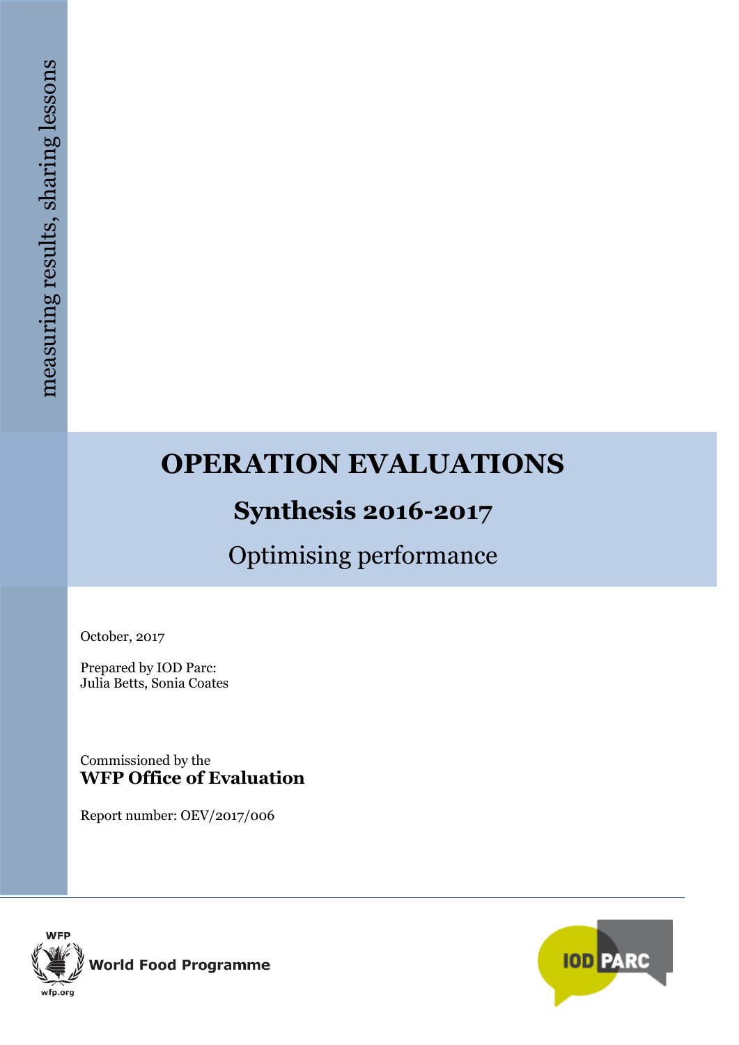measuring results, sharing lessons

# OPERATION EVALUATIONS

## Synthesis 2016-2017

Optimising performance

October, 2017

Prepared by IOD Parc:
Julia Betts, Sonia Coates

Commissioned by the
**WFP Office of Evaluation**

Report number: OEV/2017/006

WFP World Food Programme wfp.org

IOD PARC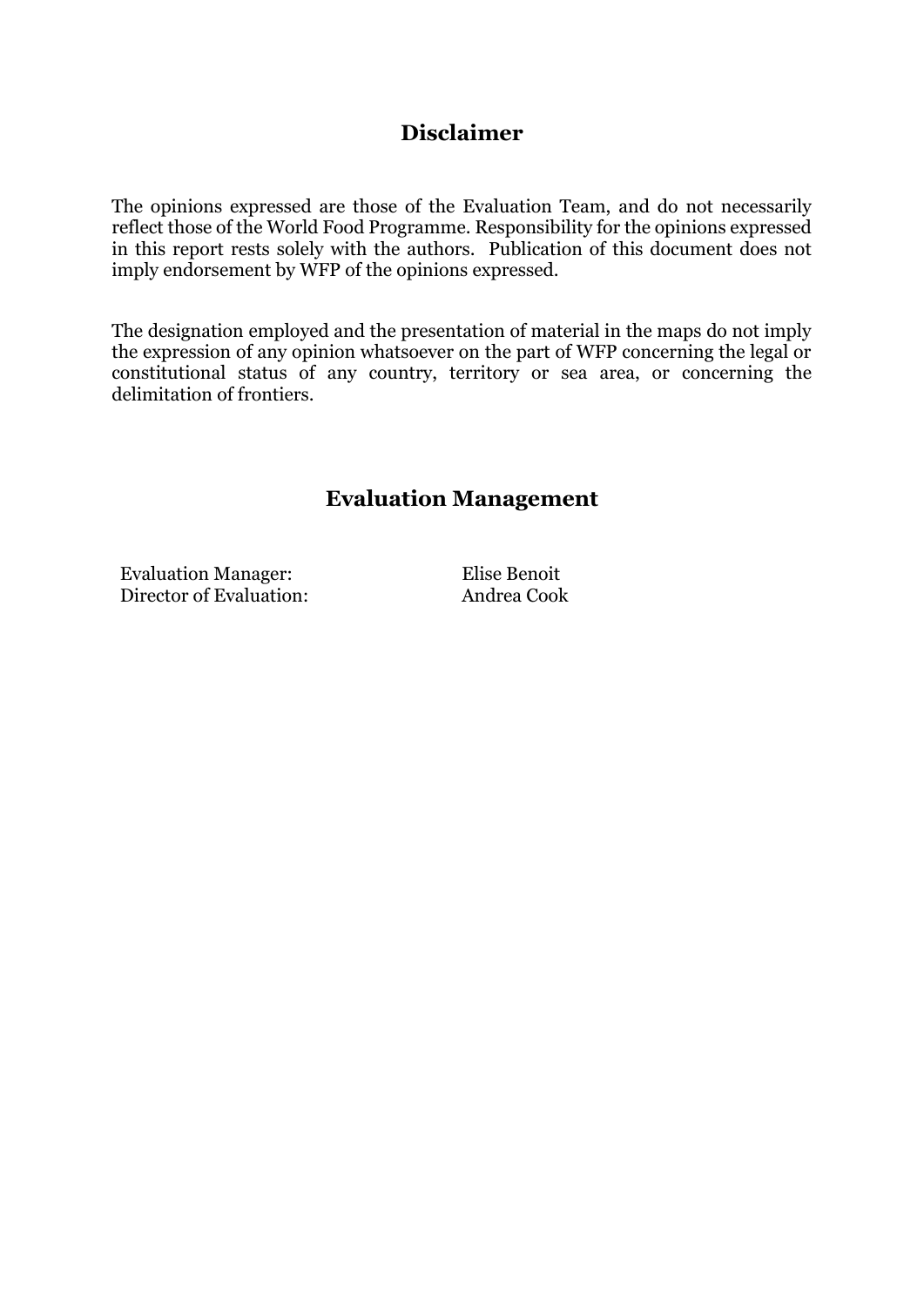## Disclaimer

The opinions expressed are those of the Evaluation Team, and do not necessarily reflect those of the World Food Programme. Responsibility for the opinions expressed in this report rests solely with the authors. Publication of this document does not imply endorsement by WFP of the opinions expressed.

The designation employed and the presentation of material in the maps do not imply the expression of any opinion whatsoever on the part of WFP concerning the legal or constitutional status of any country, territory or sea area, or concerning the delimitation of frontiers.

## Evaluation Management

| | |
|---|---|
| Evaluation Manager: | Elise Benoit |
| Director of Evaluation: | Andrea Cook |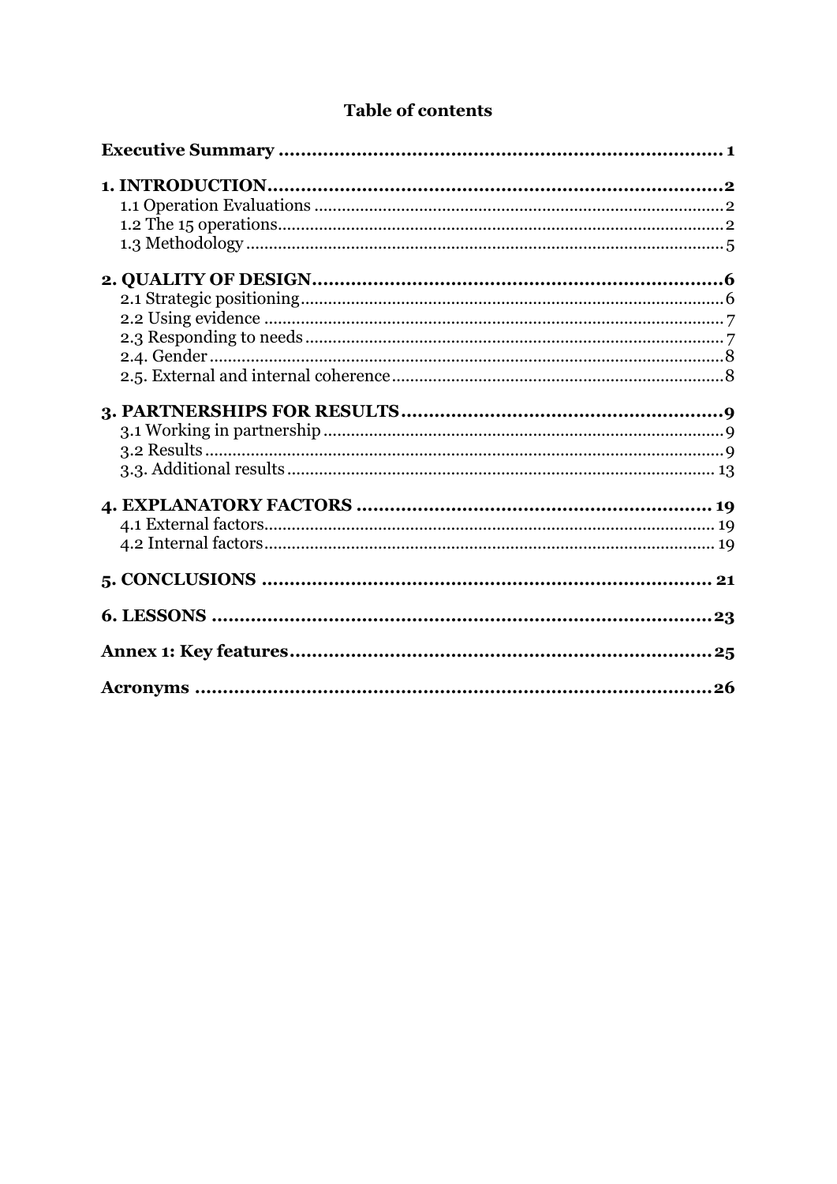# Table of contents

| | |
|---|---|
| **Executive Summary** | **1** |
| **1. INTRODUCTION** | **2** |
| 1.1 Operation Evaluations | 2 |
| 1.2 The 15 operations | 2 |
| 1.3 Methodology | 5 |
| **2. QUALITY OF DESIGN** | **6** |
| 2.1 Strategic positioning | 6 |
| 2.2 Using evidence | 7 |
| 2.3 Responding to needs | 7 |
| 2.4. Gender | 8 |
| 2.5. External and internal coherence | 8 |
| **3. PARTNERSHIPS FOR RESULTS** | **9** |
| 3.1 Working in partnership | 9 |
| 3.2 Results | 9 |
| 3.3. Additional results | 13 |
| **4. EXPLANATORY FACTORS** | **19** |
| 4.1 External factors | 19 |
| 4.2 Internal factors | 19 |
| **5. CONCLUSIONS** | **21** |
| **6. LESSONS** | **23** |
| **Annex 1: Key features** | **25** |
| **Acronyms** | **26** |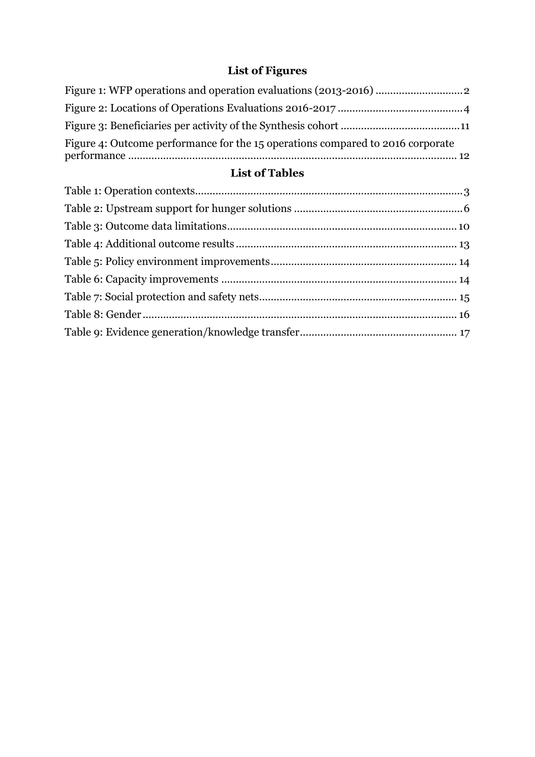## List of Figures

Figure 1: WFP operations and operation evaluations (2013-2016) ............................. 2

Figure 2: Locations of Operations Evaluations 2016-2017 ........................................... 4

Figure 3: Beneficiaries per activity of the Synthesis cohort ......................................... 11

Figure 4: Outcome performance for the 15 operations compared to 2016 corporate performance ........................................................................................................ 12

## List of Tables

Table 1: Operation contexts........................................................................................... 3

Table 2: Upstream support for hunger solutions ......................................................... 6

Table 3: Outcome data limitations............................................................................... 10

Table 4: Additional outcome results ............................................................................ 13

Table 5: Policy environment improvements................................................................ 14

Table 6: Capacity improvements ................................................................................ 14

Table 7: Social protection and safety nets.................................................................... 15

Table 8: Gender ............................................................................................................ 16

Table 9: Evidence generation/knowledge transfer....................................................... 17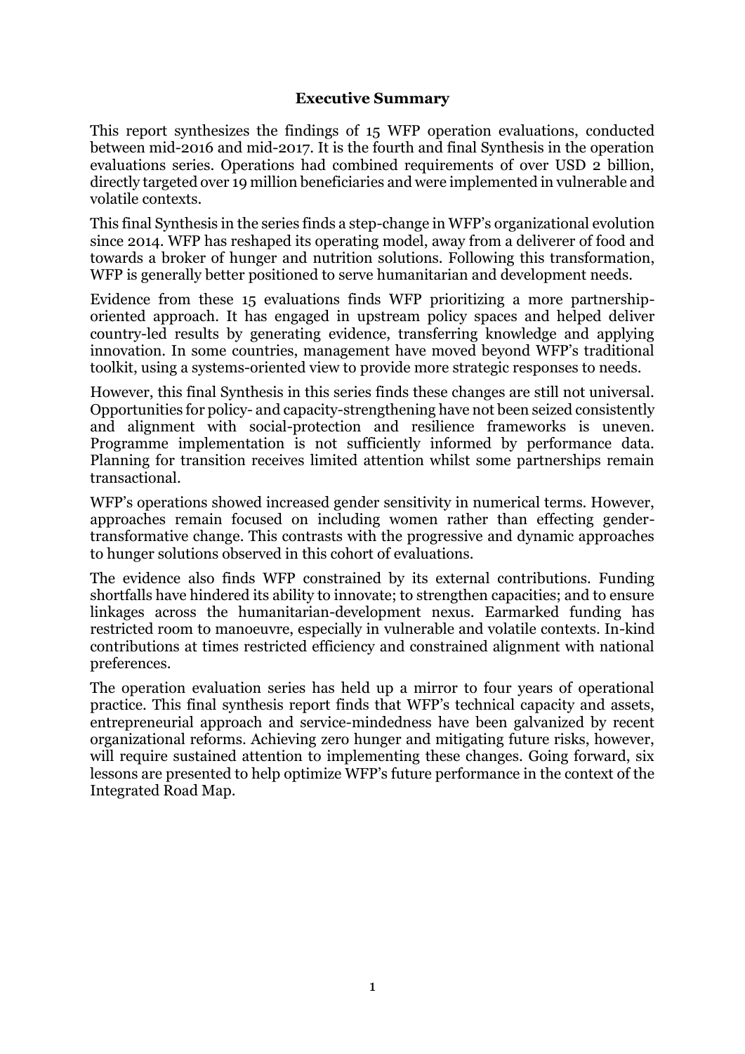# Executive Summary

This report synthesizes the findings of 15 WFP operation evaluations, conducted between mid-2016 and mid-2017. It is the fourth and final Synthesis in the operation evaluations series. Operations had combined requirements of over USD 2 billion, directly targeted over 19 million beneficiaries and were implemented in vulnerable and volatile contexts.

This final Synthesis in the series finds a step-change in WFP's organizational evolution since 2014. WFP has reshaped its operating model, away from a deliverer of food and towards a broker of hunger and nutrition solutions. Following this transformation, WFP is generally better positioned to serve humanitarian and development needs.

Evidence from these 15 evaluations finds WFP prioritizing a more partnership-oriented approach. It has engaged in upstream policy spaces and helped deliver country-led results by generating evidence, transferring knowledge and applying innovation. In some countries, management have moved beyond WFP's traditional toolkit, using a systems-oriented view to provide more strategic responses to needs.

However, this final Synthesis in this series finds these changes are still not universal. Opportunities for policy- and capacity-strengthening have not been seized consistently and alignment with social-protection and resilience frameworks is uneven. Programme implementation is not sufficiently informed by performance data. Planning for transition receives limited attention whilst some partnerships remain transactional.

WFP's operations showed increased gender sensitivity in numerical terms. However, approaches remain focused on including women rather than effecting gender-transformative change. This contrasts with the progressive and dynamic approaches to hunger solutions observed in this cohort of evaluations.

The evidence also finds WFP constrained by its external contributions. Funding shortfalls have hindered its ability to innovate; to strengthen capacities; and to ensure linkages across the humanitarian-development nexus. Earmarked funding has restricted room to manoeuvre, especially in vulnerable and volatile contexts. In-kind contributions at times restricted efficiency and constrained alignment with national preferences.

The operation evaluation series has held up a mirror to four years of operational practice. This final synthesis report finds that WFP's technical capacity and assets, entrepreneurial approach and service-mindedness have been galvanized by recent organizational reforms. Achieving zero hunger and mitigating future risks, however, will require sustained attention to implementing these changes. Going forward, six lessons are presented to help optimize WFP's future performance in the context of the Integrated Road Map.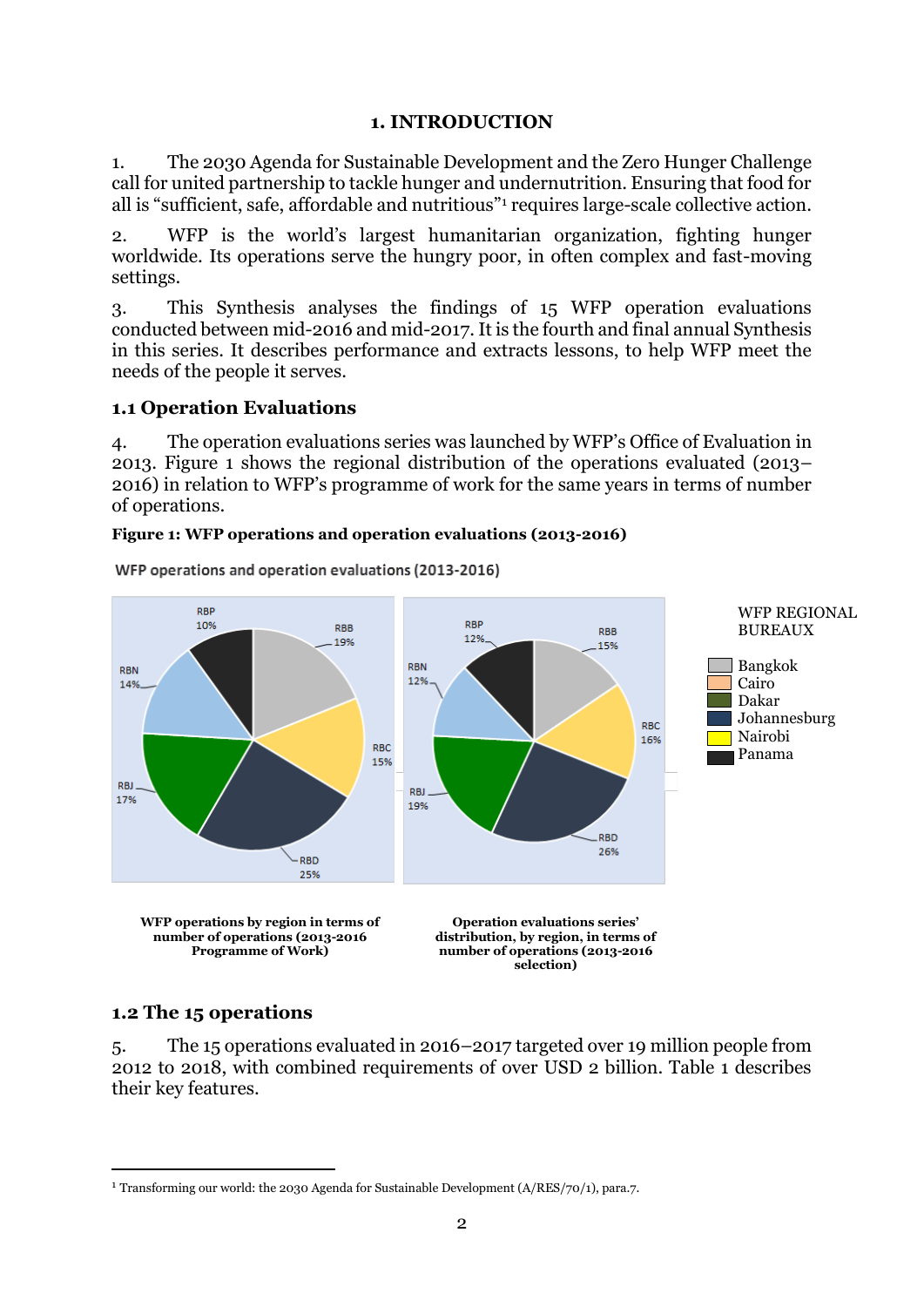# 1. INTRODUCTION

1. The 2030 Agenda for Sustainable Development and the Zero Hunger Challenge call for united partnership to tackle hunger and undernutrition. Ensuring that food for all is "sufficient, safe, affordable and nutritious"[1] requires large-scale collective action.

2. WFP is the world's largest humanitarian organization, fighting hunger worldwide. Its operations serve the hungry poor, in often complex and fast-moving settings.

3. This Synthesis analyses the findings of 15 WFP operation evaluations conducted between mid-2016 and mid-2017. It is the fourth and final annual Synthesis in this series. It describes performance and extracts lessons, to help WFP meet the needs of the people it serves.

## 1.1 Operation Evaluations

4. The operation evaluations series was launched by WFP's Office of Evaluation in 2013. Figure 1 shows the regional distribution of the operations evaluated (2013–2016) in relation to WFP's programme of work for the same years in terms of number of operations.

**Figure 1: WFP operations and operation evaluations (2013-2016)**

WFP operations and operation evaluations (2013-2016)

| Region | WFP operations by region in terms of number of operations (2013-2016 Programme of Work) | Operation evaluations series' distribution, by region, in terms of number of operations (2013-2016 selection) |
|---|---|---|
| RBB | 19% | 15% |
| RBC | 15% | 16% |
| RBD | 25% | 26% |
| RBJ | 17% | 19% |
| RBN | 14% | 12% |
| RBP | 10% | 12% |

WFP REGIONAL BUREAUX: Bangkok, Cairo, Dakar, Johannesburg, Nairobi, Panama

**WFP operations by region in terms of number of operations (2013-2016 Programme of Work)**

**Operation evaluations series' distribution, by region, in terms of number of operations (2013-2016 selection)**

## 1.2 The 15 operations

5. The 15 operations evaluated in 2016–2017 targeted over 19 million people from 2012 to 2018, with combined requirements of over USD 2 billion. Table 1 describes their key features.

[1] Transforming our world: the 2030 Agenda for Sustainable Development (A/RES/70/1), para.7.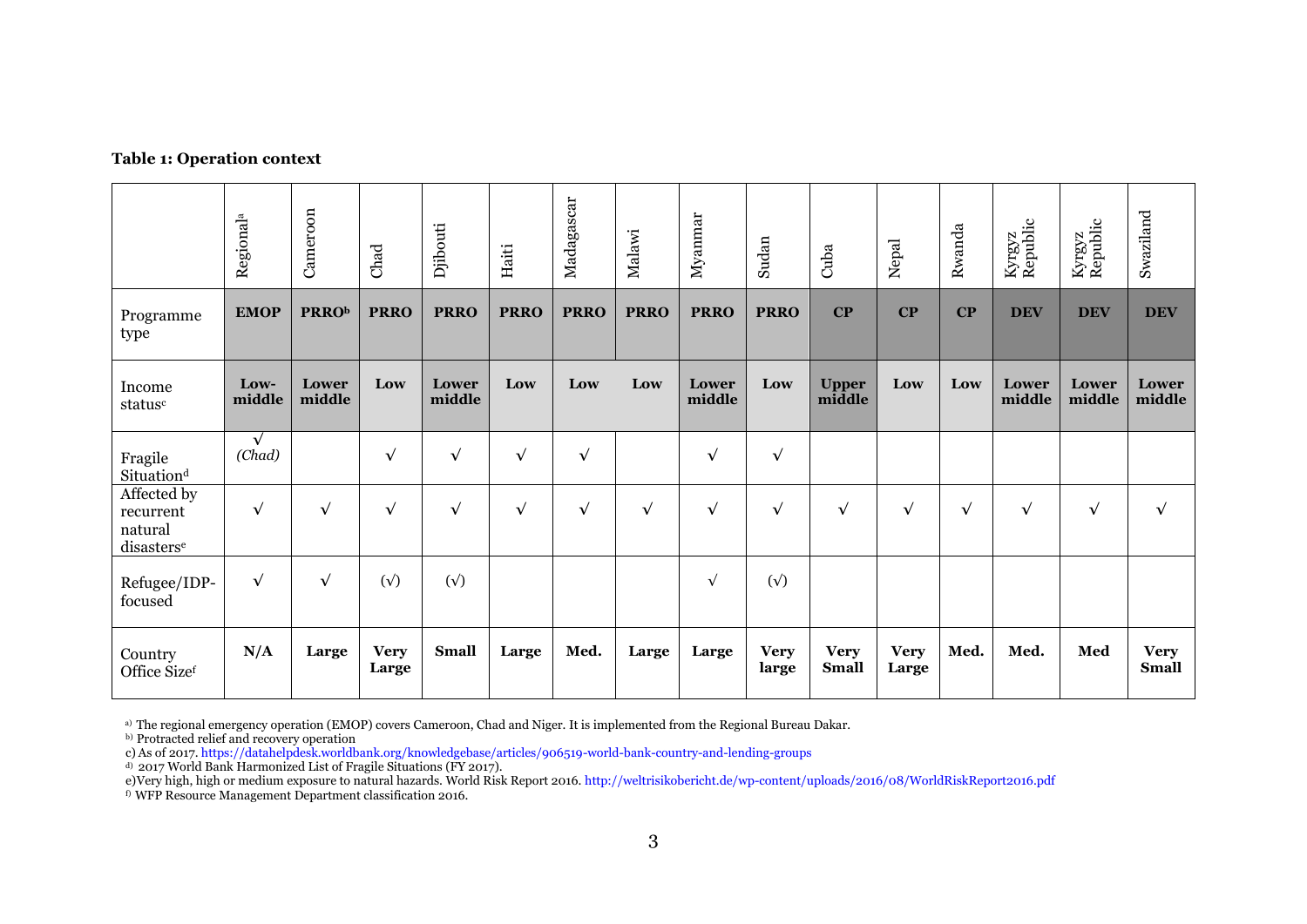**Table 1: Operation context**

| | Regional[a] | Cameroon | Chad | Djibouti | Haiti | Madagascar | Malawi | Myanmar | Sudan | Cuba | Nepal | Rwanda | Kyrgyz Republic | Kyrgyz Republic | Swaziland |
|---|---|---|---|---|---|---|---|---|---|---|---|---|---|---|---|
| Programme type | **EMOP** | **PRRO[b]** | **PRRO** | **PRRO** | **PRRO** | **PRRO** | **PRRO** | **PRRO** | **PRRO** | **CP** | **CP** | **CP** | **DEV** | **DEV** | **DEV** |
| Income status[c] | **Low-middle** | **Lower middle** | **Low** | **Lower middle** | **Low** | **Low** | **Low** | **Lower middle** | **Low** | **Upper middle** | **Low** | **Low** | **Lower middle** | **Lower middle** | **Lower middle** |
| Fragile Situation[d] | √ *(Chad)* | | √ | √ | √ | √ | | √ | √ | | | | | | |
| Affected by recurrent natural disasters[e] | √ | √ | √ | √ | √ | √ | √ | √ | √ | √ | √ | √ | √ | √ | √ |
| Refugee/IDP-focused | √ | √ | (√) | (√) | | | | √ | (√) | | | | | | |
| Country Office Size[f] | **N/A** | **Large** | **Very Large** | **Small** | **Large** | **Med.** | **Large** | **Large** | **Very large** | **Very Small** | **Very Large** | **Med.** | **Med.** | **Med** | **Very Small** |

a) The regional emergency operation (EMOP) covers Cameroon, Chad and Niger. It is implemented from the Regional Bureau Dakar.
b) Protracted relief and recovery operation
c) As of 2017. https://datahelpdesk.worldbank.org/knowledgebase/articles/906519-world-bank-country-and-lending-groups
d) 2017 World Bank Harmonized List of Fragile Situations (FY 2017).
e) Very high, high or medium exposure to natural hazards. World Risk Report 2016. http://weltrisikobericht.de/wp-content/uploads/2016/08/WorldRiskReport2016.pdf
f) WFP Resource Management Department classification 2016.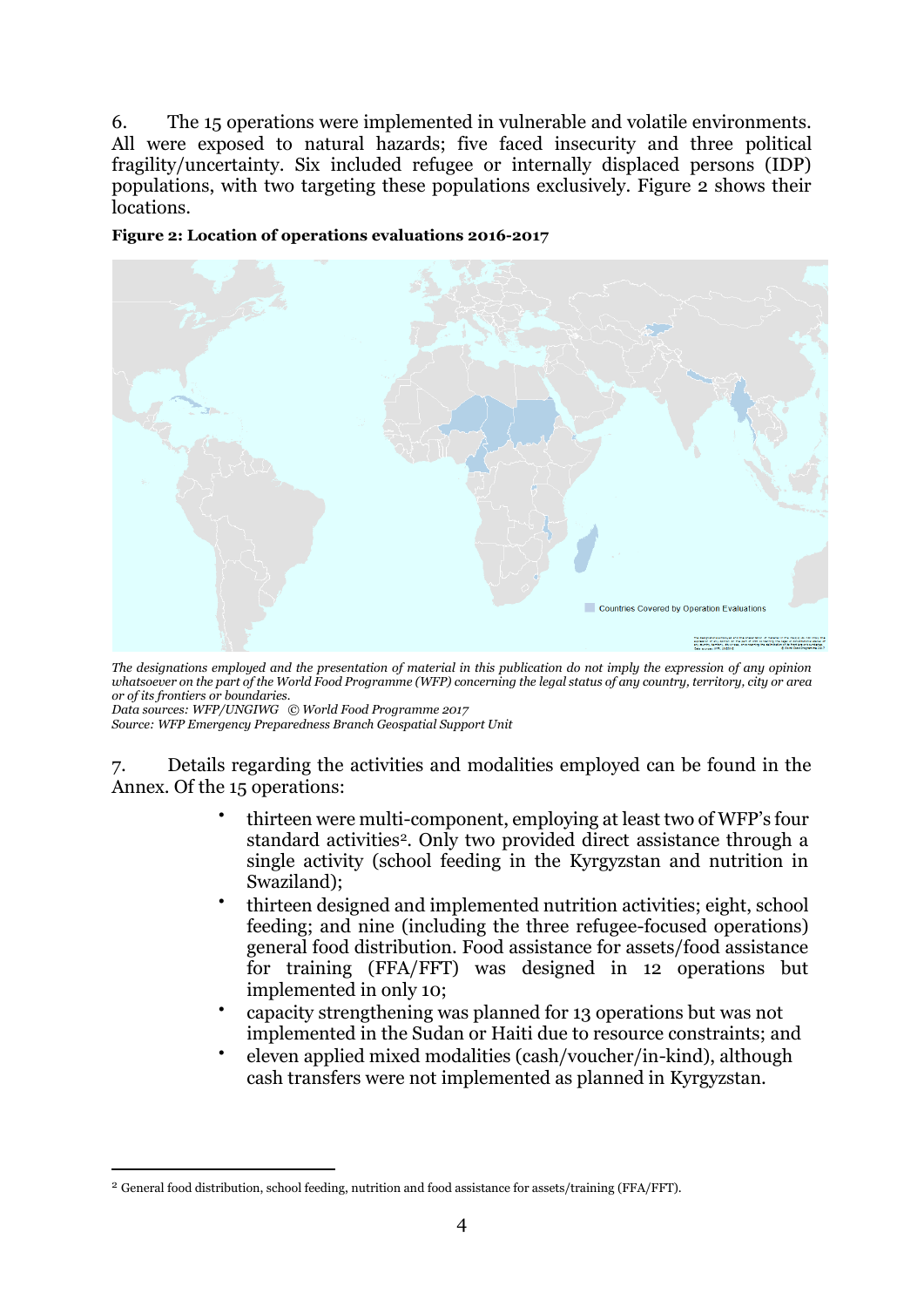6. The 15 operations were implemented in vulnerable and volatile environments. All were exposed to natural hazards; five faced insecurity and three political fragility/uncertainty. Six included refugee or internally displaced persons (IDP) populations, with two targeting these populations exclusively. Figure 2 shows their locations.

**Figure 2: Location of operations evaluations 2016-2017**

*The designations employed and the presentation of material in this publication do not imply the expression of any opinion whatsoever on the part of the World Food Programme (WFP) concerning the legal status of any country, territory, city or area or of its frontiers or boundaries.*
*Data sources: WFP/UNGIWG © World Food Programme 2017*
*Source: WFP Emergency Preparedness Branch Geospatial Support Unit*

7. Details regarding the activities and modalities employed can be found in the Annex. Of the 15 operations:

- thirteen were multi-component, employing at least two of WFP's four standard activities[2]. Only two provided direct assistance through a single activity (school feeding in the Kyrgyzstan and nutrition in Swaziland);
- thirteen designed and implemented nutrition activities; eight, school feeding; and nine (including the three refugee-focused operations) general food distribution. Food assistance for assets/food assistance for training (FFA/FFT) was designed in 12 operations but implemented in only 10;
- capacity strengthening was planned for 13 operations but was not implemented in the Sudan or Haiti due to resource constraints; and
- eleven applied mixed modalities (cash/voucher/in-kind), although cash transfers were not implemented as planned in Kyrgyzstan.

[2] General food distribution, school feeding, nutrition and food assistance for assets/training (FFA/FFT).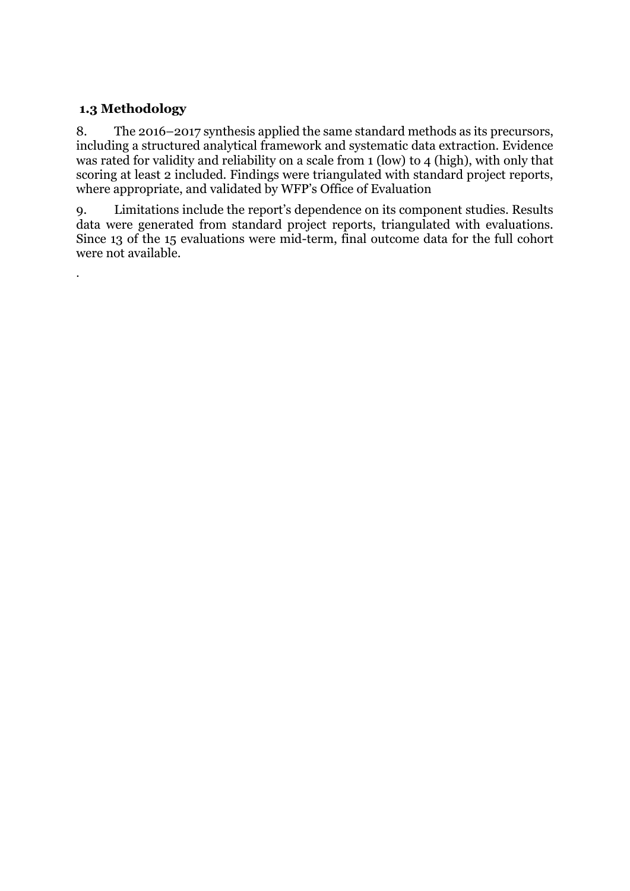### 1.3 Methodology

8. The 2016–2017 synthesis applied the same standard methods as its precursors, including a structured analytical framework and systematic data extraction. Evidence was rated for validity and reliability on a scale from 1 (low) to 4 (high), with only that scoring at least 2 included. Findings were triangulated with standard project reports, where appropriate, and validated by WFP's Office of Evaluation

9. Limitations include the report's dependence on its component studies. Results data were generated from standard project reports, triangulated with evaluations. Since 13 of the 15 evaluations were mid-term, final outcome data for the full cohort were not available.

.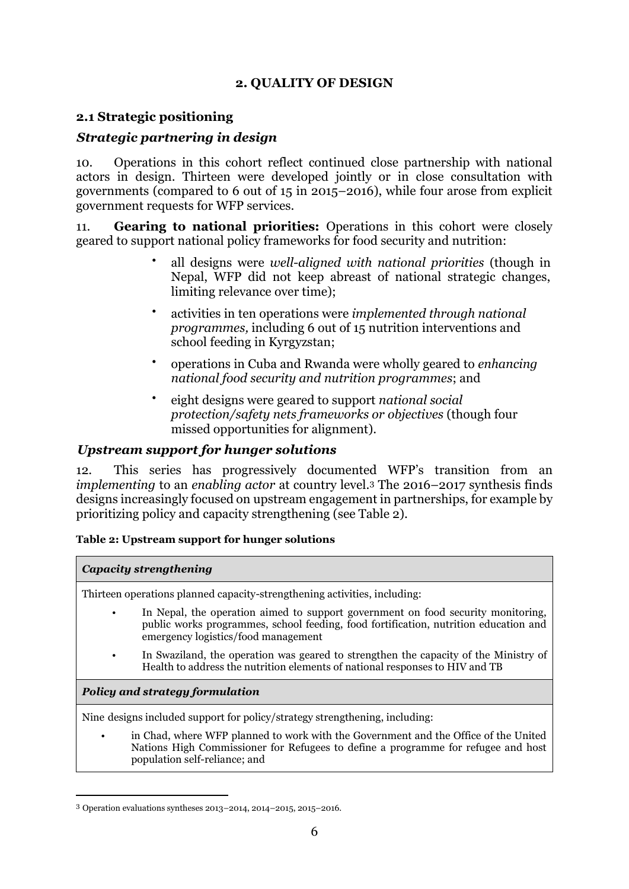## 2. QUALITY OF DESIGN

### 2.1 Strategic positioning

#### *Strategic partnering in design*

10. Operations in this cohort reflect continued close partnership with national actors in design. Thirteen were developed jointly or in close consultation with governments (compared to 6 out of 15 in 2015–2016), while four arose from explicit government requests for WFP services.

11. **Gearing to national priorities:** Operations in this cohort were closely geared to support national policy frameworks for food security and nutrition:

- all designs were *well-aligned with national priorities* (though in Nepal, WFP did not keep abreast of national strategic changes, limiting relevance over time);
- activities in ten operations were *implemented through national programmes,* including 6 out of 15 nutrition interventions and school feeding in Kyrgyzstan;
- operations in Cuba and Rwanda were wholly geared to *enhancing national food security and nutrition programmes*; and
- eight designs were geared to support *national social protection/safety nets frameworks or objectives* (though four missed opportunities for alignment).

#### *Upstream support for hunger solutions*

12. This series has progressively documented WFP's transition from an *implementing* to an *enabling actor* at country level.[3] The 2016–2017 synthesis finds designs increasingly focused on upstream engagement in partnerships, for example by prioritizing policy and capacity strengthening (see Table 2).

**Table 2: Upstream support for hunger solutions**

| ***Capacity strengthening*** |
|---|
| Thirteen operations planned capacity-strengthening activities, including:<br>• In Nepal, the operation aimed to support government on food security monitoring, public works programmes, school feeding, food fortification, nutrition education and emergency logistics/food management<br>• In Swaziland, the operation was geared to strengthen the capacity of the Ministry of Health to address the nutrition elements of national responses to HIV and TB |
| ***Policy and strategy formulation*** |
| Nine designs included support for policy/strategy strengthening, including:<br>• in Chad, where WFP planned to work with the Government and the Office of the United Nations High Commissioner for Refugees to define a programme for refugee and host population self-reliance; and |

[3] Operation evaluations syntheses 2013–2014, 2014–2015, 2015–2016.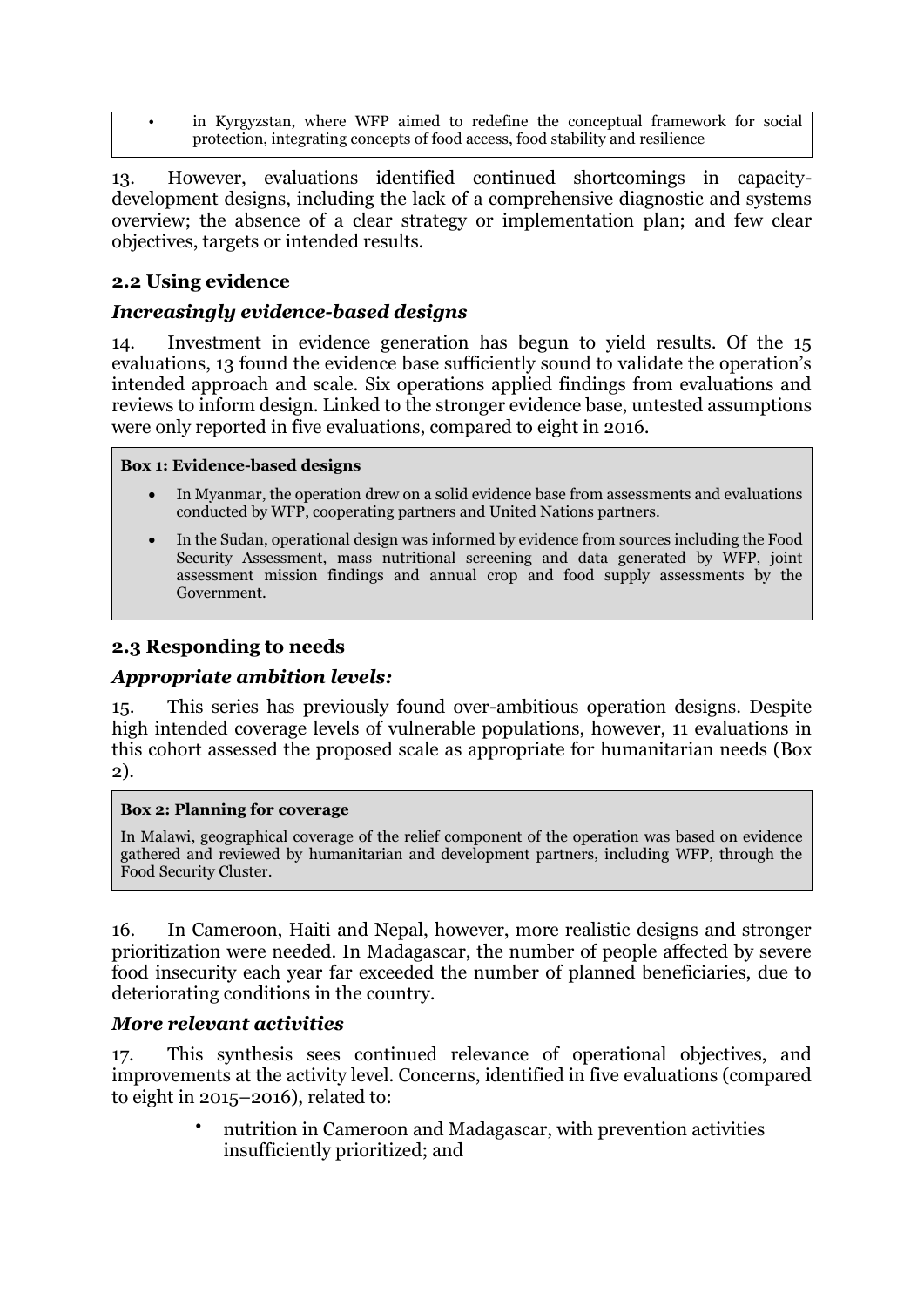- in Kyrgyzstan, where WFP aimed to redefine the conceptual framework for social protection, integrating concepts of food access, food stability and resilience

13. However, evaluations identified continued shortcomings in capacity-development designs, including the lack of a comprehensive diagnostic and systems overview; the absence of a clear strategy or implementation plan; and few clear objectives, targets or intended results.

## 2.2 Using evidence

### *Increasingly evidence-based designs*

14. Investment in evidence generation has begun to yield results. Of the 15 evaluations, 13 found the evidence base sufficiently sound to validate the operation's intended approach and scale. Six operations applied findings from evaluations and reviews to inform design. Linked to the stronger evidence base, untested assumptions were only reported in five evaluations, compared to eight in 2016.

**Box 1: Evidence-based designs**

- In Myanmar, the operation drew on a solid evidence base from assessments and evaluations conducted by WFP, cooperating partners and United Nations partners.
- In the Sudan, operational design was informed by evidence from sources including the Food Security Assessment, mass nutritional screening and data generated by WFP, joint assessment mission findings and annual crop and food supply assessments by the Government.

## 2.3 Responding to needs

### *Appropriate ambition levels:*

15. This series has previously found over-ambitious operation designs. Despite high intended coverage levels of vulnerable populations, however, 11 evaluations in this cohort assessed the proposed scale as appropriate for humanitarian needs (Box 2).

**Box 2: Planning for coverage**

In Malawi, geographical coverage of the relief component of the operation was based on evidence gathered and reviewed by humanitarian and development partners, including WFP, through the Food Security Cluster.

16. In Cameroon, Haiti and Nepal, however, more realistic designs and stronger prioritization were needed. In Madagascar, the number of people affected by severe food insecurity each year far exceeded the number of planned beneficiaries, due to deteriorating conditions in the country.

### *More relevant activities*

17. This synthesis sees continued relevance of operational objectives, and improvements at the activity level. Concerns, identified in five evaluations (compared to eight in 2015–2016), related to:

- nutrition in Cameroon and Madagascar, with prevention activities insufficiently prioritized; and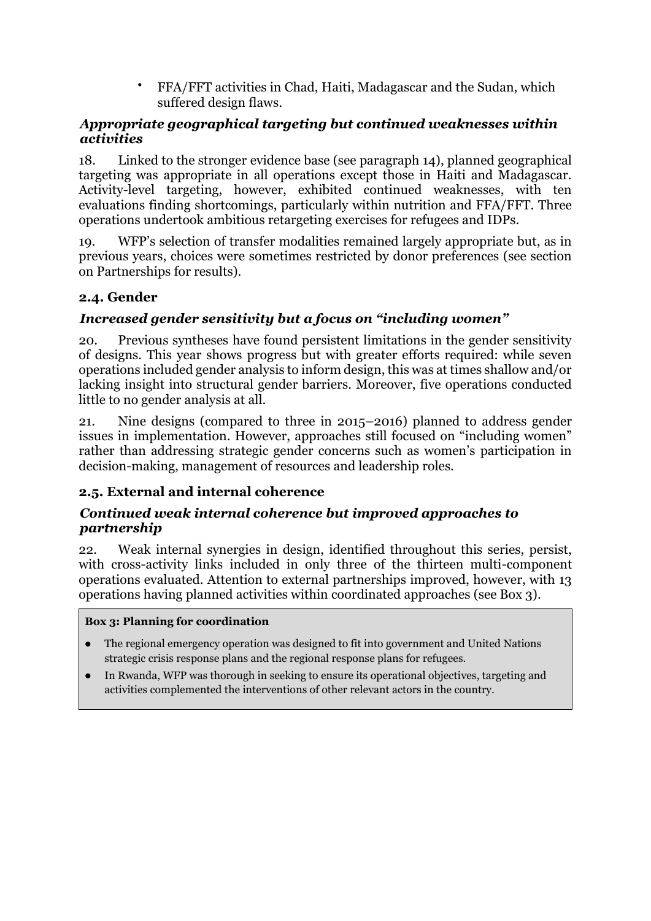- FFA/FFT activities in Chad, Haiti, Madagascar and the Sudan, which suffered design flaws.

### *Appropriate geographical targeting but continued weaknesses within activities*

18. Linked to the stronger evidence base (see paragraph 14), planned geographical targeting was appropriate in all operations except those in Haiti and Madagascar. Activity-level targeting, however, exhibited continued weaknesses, with ten evaluations finding shortcomings, particularly within nutrition and FFA/FFT. Three operations undertook ambitious retargeting exercises for refugees and IDPs.

19. WFP's selection of transfer modalities remained largely appropriate but, as in previous years, choices were sometimes restricted by donor preferences (see section on Partnerships for results).

## 2.4. Gender

### *Increased gender sensitivity but a focus on "including women"*

20. Previous syntheses have found persistent limitations in the gender sensitivity of designs. This year shows progress but with greater efforts required: while seven operations included gender analysis to inform design, this was at times shallow and/or lacking insight into structural gender barriers. Moreover, five operations conducted little to no gender analysis at all.

21. Nine designs (compared to three in 2015–2016) planned to address gender issues in implementation. However, approaches still focused on "including women" rather than addressing strategic gender concerns such as women's participation in decision-making, management of resources and leadership roles.

## 2.5. External and internal coherence

### *Continued weak internal coherence but improved approaches to partnership*

22. Weak internal synergies in design, identified throughout this series, persist, with cross-activity links included in only three of the thirteen multi-component operations evaluated. Attention to external partnerships improved, however, with 13 operations having planned activities within coordinated approaches (see Box 3).

**Box 3: Planning for coordination**

- The regional emergency operation was designed to fit into government and United Nations strategic crisis response plans and the regional response plans for refugees.
- In Rwanda, WFP was thorough in seeking to ensure its operational objectives, targeting and activities complemented the interventions of other relevant actors in the country.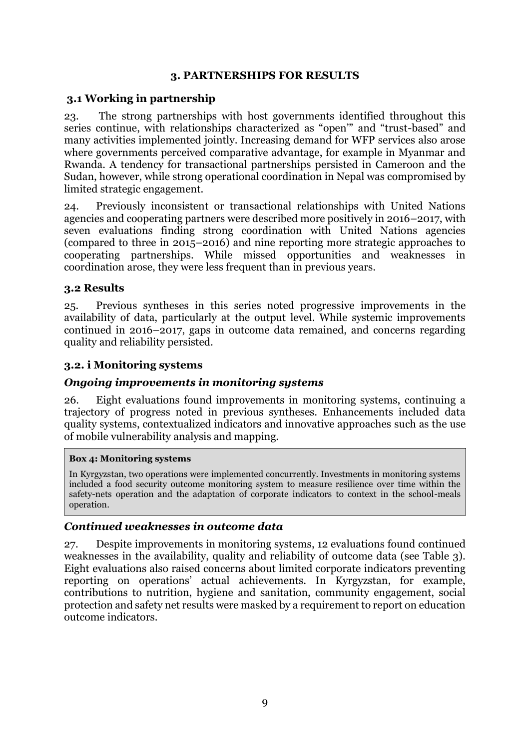## 3. PARTNERSHIPS FOR RESULTS

### 3.1 Working in partnership

23. The strong partnerships with host governments identified throughout this series continue, with relationships characterized as "open'" and "trust-based" and many activities implemented jointly. Increasing demand for WFP services also arose where governments perceived comparative advantage, for example in Myanmar and Rwanda. A tendency for transactional partnerships persisted in Cameroon and the Sudan, however, while strong operational coordination in Nepal was compromised by limited strategic engagement.

24. Previously inconsistent or transactional relationships with United Nations agencies and cooperating partners were described more positively in 2016–2017, with seven evaluations finding strong coordination with United Nations agencies (compared to three in 2015–2016) and nine reporting more strategic approaches to cooperating partnerships. While missed opportunities and weaknesses in coordination arose, they were less frequent than in previous years.

### 3.2 Results

25. Previous syntheses in this series noted progressive improvements in the availability of data, particularly at the output level. While systemic improvements continued in 2016–2017, gaps in outcome data remained, and concerns regarding quality and reliability persisted.

### 3.2. i Monitoring systems

#### *Ongoing improvements in monitoring systems*

26. Eight evaluations found improvements in monitoring systems, continuing a trajectory of progress noted in previous syntheses. Enhancements included data quality systems, contextualized indicators and innovative approaches such as the use of mobile vulnerability analysis and mapping.

> **Box 4: Monitoring systems**
>
> In Kyrgyzstan, two operations were implemented concurrently. Investments in monitoring systems included a food security outcome monitoring system to measure resilience over time within the safety-nets operation and the adaptation of corporate indicators to context in the school-meals operation.

#### *Continued weaknesses in outcome data*

27. Despite improvements in monitoring systems, 12 evaluations found continued weaknesses in the availability, quality and reliability of outcome data (see Table 3). Eight evaluations also raised concerns about limited corporate indicators preventing reporting on operations' actual achievements. In Kyrgyzstan, for example, contributions to nutrition, hygiene and sanitation, community engagement, social protection and safety net results were masked by a requirement to report on education outcome indicators.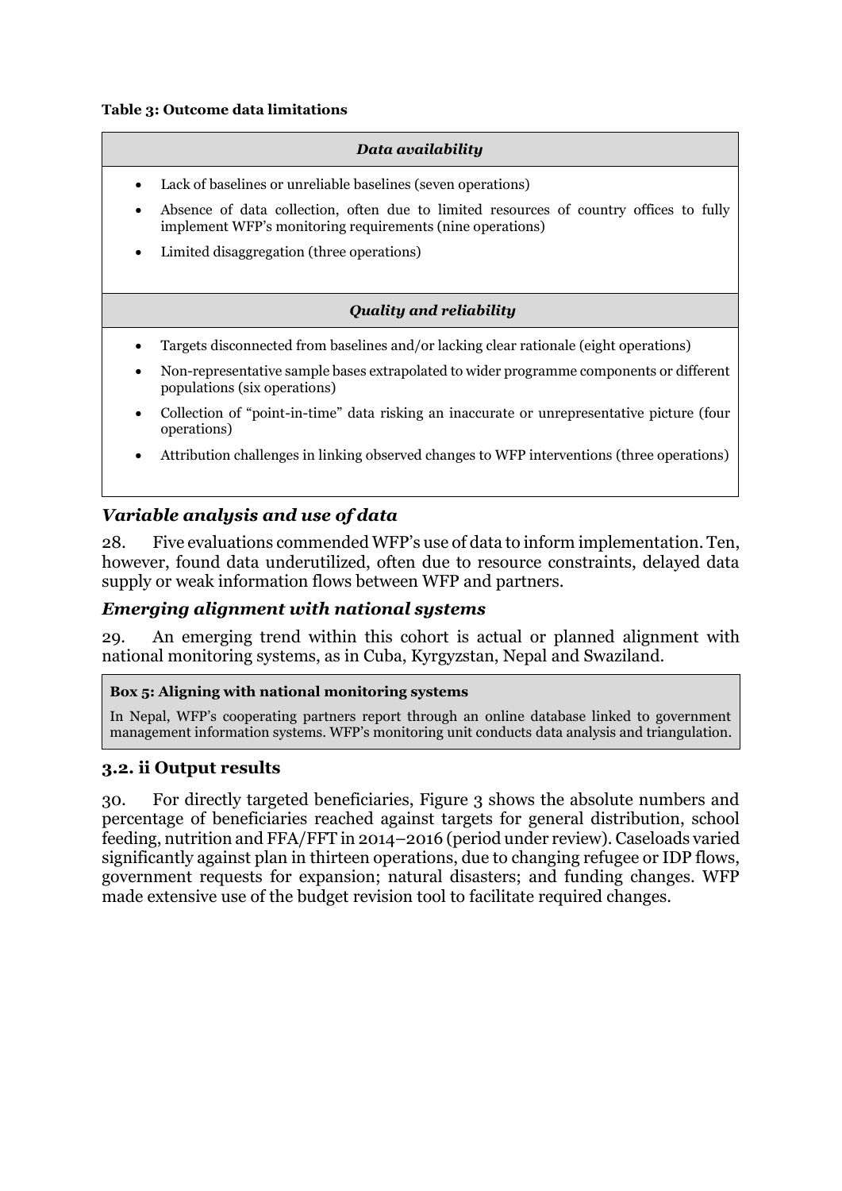**Table 3: Outcome data limitations**

| *Data availability* |
|---|
| • Lack of baselines or unreliable baselines (seven operations)<br>• Absence of data collection, often due to limited resources of country offices to fully implement WFP's monitoring requirements (nine operations)<br>• Limited disaggregation (three operations) |
| ***Quality and reliability*** |
| • Targets disconnected from baselines and/or lacking clear rationale (eight operations)<br>• Non-representative sample bases extrapolated to wider programme components or different populations (six operations)<br>• Collection of "point-in-time" data risking an inaccurate or unrepresentative picture (four operations)<br>• Attribution challenges in linking observed changes to WFP interventions (three operations) |

### *Variable analysis and use of data*

28. Five evaluations commended WFP's use of data to inform implementation. Ten, however, found data underutilized, often due to resource constraints, delayed data supply or weak information flows between WFP and partners.

### *Emerging alignment with national systems*

29. An emerging trend within this cohort is actual or planned alignment with national monitoring systems, as in Cuba, Kyrgyzstan, Nepal and Swaziland.

> **Box 5: Aligning with national monitoring systems**
>
> In Nepal, WFP's cooperating partners report through an online database linked to government management information systems. WFP's monitoring unit conducts data analysis and triangulation.

### 3.2. ii Output results

30. For directly targeted beneficiaries, Figure 3 shows the absolute numbers and percentage of beneficiaries reached against targets for general distribution, school feeding, nutrition and FFA/FFT in 2014–2016 (period under review). Caseloads varied significantly against plan in thirteen operations, due to changing refugee or IDP flows, government requests for expansion; natural disasters; and funding changes. WFP made extensive use of the budget revision tool to facilitate required changes.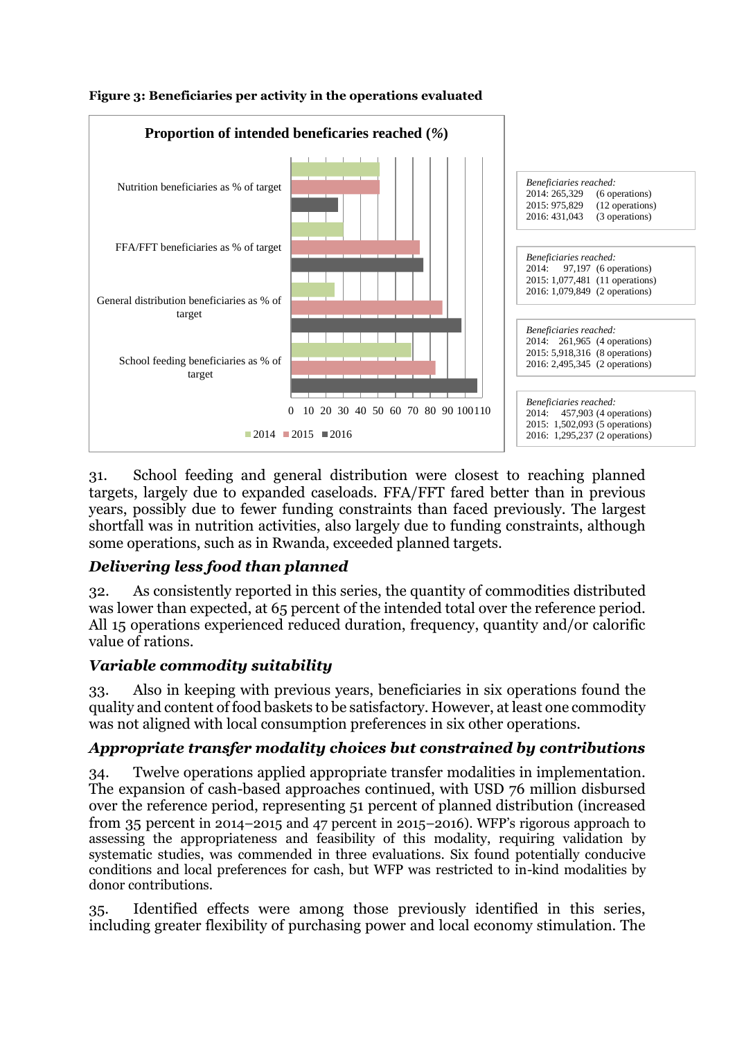**Figure 3: Beneficiaries per activity in the operations evaluated**

**Proportion of intended beneficaries reached (%)**

| Activity | 2014 | 2015 | 2016 |
|---|---|---|---|
| Nutrition beneficiaries as % of target | ~51 | ~51 | ~27 |
| FFA/FFT beneficiaries as % of target | ~30 | ~74 | ~76 |
| General distribution beneficiaries as % of target | ~25 | ~87 | ~98 |
| School feeding beneficiaries as % of target | ~69 | ~83 | ~107 |

*Beneficiaries reached:*
2014: 265,329 (6 operations)
2015: 975,829 (12 operations)
2016: 431,043 (3 operations)

*Beneficiaries reached:*
2014: 97,197 (6 operations)
2015: 1,077,481 (11 operations)
2016: 1,079,849 (2 operations)

*Beneficiaries reached:*
2014: 261,965 (4 operations)
2015: 5,918,316 (8 operations)
2016: 2,495,345 (2 operations)

*Beneficiaries reached:*
2014: 457,903 (4 operations)
2015: 1,502,093 (5 operations)
2016: 1,295,237 (2 operations)

31. School feeding and general distribution were closest to reaching planned targets, largely due to expanded caseloads. FFA/FFT fared better than in previous years, possibly due to fewer funding constraints than faced previously. The largest shortfall was in nutrition activities, also largely due to funding constraints, although some operations, such as in Rwanda, exceeded planned targets.

### *Delivering less food than planned*

32. As consistently reported in this series, the quantity of commodities distributed was lower than expected, at 65 percent of the intended total over the reference period. All 15 operations experienced reduced duration, frequency, quantity and/or calorific value of rations.

### *Variable commodity suitability*

33. Also in keeping with previous years, beneficiaries in six operations found the quality and content of food baskets to be satisfactory. However, at least one commodity was not aligned with local consumption preferences in six other operations.

### *Appropriate transfer modality choices but constrained by contributions*

34. Twelve operations applied appropriate transfer modalities in implementation. The expansion of cash-based approaches continued, with USD 76 million disbursed over the reference period, representing 51 percent of planned distribution (increased from 35 percent in 2014–2015 and 47 percent in 2015–2016). WFP's rigorous approach to assessing the appropriateness and feasibility of this modality, requiring validation by systematic studies, was commended in three evaluations. Six found potentially conducive conditions and local preferences for cash, but WFP was restricted to in-kind modalities by donor contributions.

35. Identified effects were among those previously identified in this series, including greater flexibility of purchasing power and local economy stimulation. The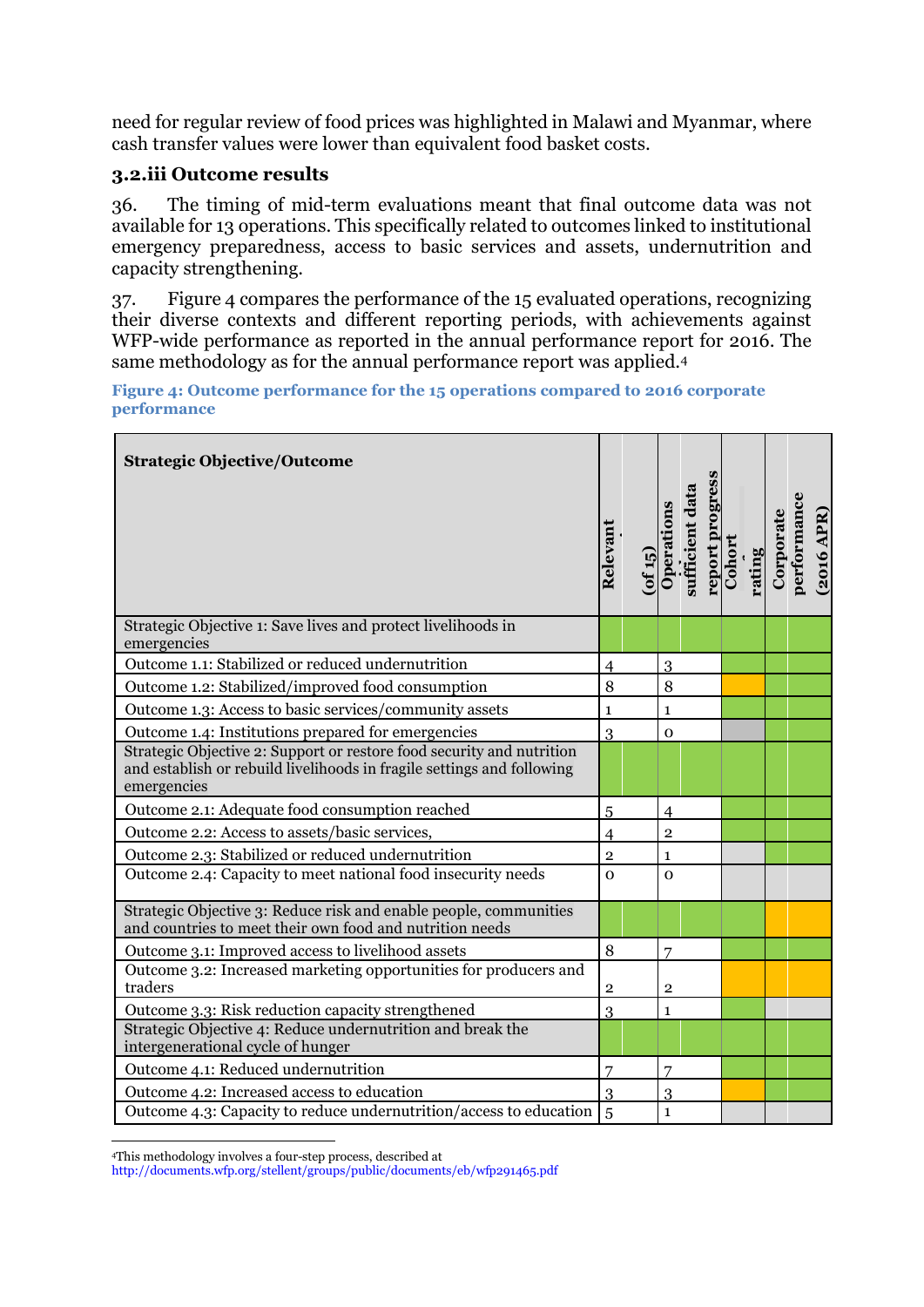need for regular review of food prices was highlighted in Malawi and Myanmar, where cash transfer values were lower than equivalent food basket costs.

### 3.2.iii Outcome results

36. The timing of mid-term evaluations meant that final outcome data was not available for 13 operations. This specifically related to outcomes linked to institutional emergency preparedness, access to basic services and assets, undernutrition and capacity strengthening.

37. Figure 4 compares the performance of the 15 evaluated operations, recognizing their diverse contexts and different reporting periods, with achievements against WFP-wide performance as reported in the annual performance report for 2016. The same methodology as for the annual performance report was applied.[4]

**Figure 4: Outcome performance for the 15 operations compared to 2016 corporate performance**

| Strategic Objective/Outcome | Relevant (of 15) | Operations sufficient data report progress | Cohort rating | Corporate performance (2016 APR) |
|---|---|---|---|---|
| Strategic Objective 1: Save lives and protect livelihoods in emergencies | | | | |
| Outcome 1.1: Stabilized or reduced undernutrition | 4 | 3 | | |
| Outcome 1.2: Stabilized/improved food consumption | 8 | 8 | | |
| Outcome 1.3: Access to basic services/community assets | 1 | 1 | | |
| Outcome 1.4: Institutions prepared for emergencies | 3 | 0 | | |
| Strategic Objective 2: Support or restore food security and nutrition and establish or rebuild livelihoods in fragile settings and following emergencies | | | | |
| Outcome 2.1: Adequate food consumption reached | 5 | 4 | | |
| Outcome 2.2: Access to assets/basic services, | 4 | 2 | | |
| Outcome 2.3: Stabilized or reduced undernutrition | 2 | 1 | | |
| Outcome 2.4: Capacity to meet national food insecurity needs | 0 | 0 | | |
| Strategic Objective 3: Reduce risk and enable people, communities and countries to meet their own food and nutrition needs | | | | |
| Outcome 3.1: Improved access to livelihood assets | 8 | 7 | | |
| Outcome 3.2: Increased marketing opportunities for producers and traders | 2 | 2 | | |
| Outcome 3.3: Risk reduction capacity strengthened | 3 | 1 | | |
| Strategic Objective 4: Reduce undernutrition and break the intergenerational cycle of hunger | | | | |
| Outcome 4.1: Reduced undernutrition | 7 | 7 | | |
| Outcome 4.2: Increased access to education | 3 | 3 | | |
| Outcome 4.3: Capacity to reduce undernutrition/access to education | 5 | 1 | | |

[4]This methodology involves a four-step process, described at http://documents.wfp.org/stellent/groups/public/documents/eb/wfp291465.pdf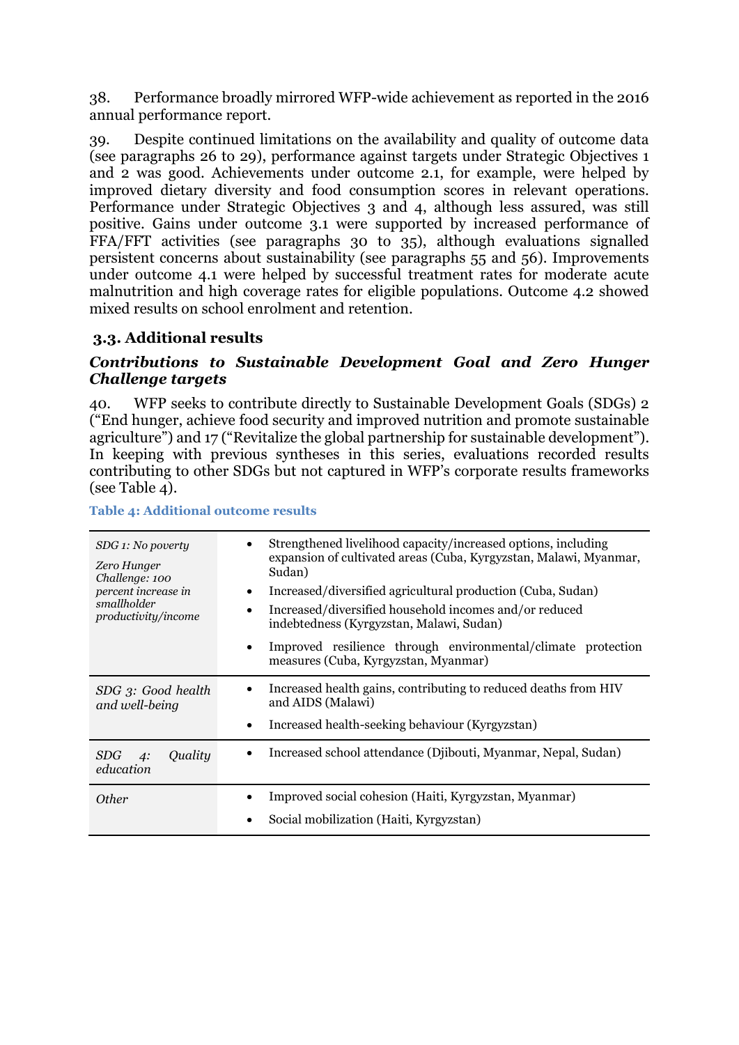38. Performance broadly mirrored WFP-wide achievement as reported in the 2016 annual performance report.

39. Despite continued limitations on the availability and quality of outcome data (see paragraphs 26 to 29), performance against targets under Strategic Objectives 1 and 2 was good. Achievements under outcome 2.1, for example, were helped by improved dietary diversity and food consumption scores in relevant operations. Performance under Strategic Objectives 3 and 4, although less assured, was still positive. Gains under outcome 3.1 were supported by increased performance of FFA/FFT activities (see paragraphs 30 to 35), although evaluations signalled persistent concerns about sustainability (see paragraphs 55 and 56). Improvements under outcome 4.1 were helped by successful treatment rates for moderate acute malnutrition and high coverage rates for eligible populations. Outcome 4.2 showed mixed results on school enrolment and retention.

### 3.3. Additional results

#### *Contributions to Sustainable Development Goal and Zero Hunger Challenge targets*

40. WFP seeks to contribute directly to Sustainable Development Goals (SDGs) 2 ("End hunger, achieve food security and improved nutrition and promote sustainable agriculture") and 17 ("Revitalize the global partnership for sustainable development"). In keeping with previous syntheses in this series, evaluations recorded results contributing to other SDGs but not captured in WFP's corporate results frameworks (see Table 4).

**Table 4: Additional outcome results**

| | |
|---|---|
| *SDG 1: No poverty*<br>*Zero Hunger Challenge: 100 percent increase in smallholder productivity/income* | • Strengthened livelihood capacity/increased options, including expansion of cultivated areas (Cuba, Kyrgyzstan, Malawi, Myanmar, Sudan)<br>• Increased/diversified agricultural production (Cuba, Sudan)<br>• Increased/diversified household incomes and/or reduced indebtedness (Kyrgyzstan, Malawi, Sudan)<br>• Improved resilience through environmental/climate protection measures (Cuba, Kyrgyzstan, Myanmar) |
| *SDG 3: Good health and well-being* | • Increased health gains, contributing to reduced deaths from HIV and AIDS (Malawi)<br>• Increased health-seeking behaviour (Kyrgyzstan) |
| *SDG 4: Quality education* | • Increased school attendance (Djibouti, Myanmar, Nepal, Sudan) |
| *Other* | • Improved social cohesion (Haiti, Kyrgyzstan, Myanmar)<br>• Social mobilization (Haiti, Kyrgyzstan) |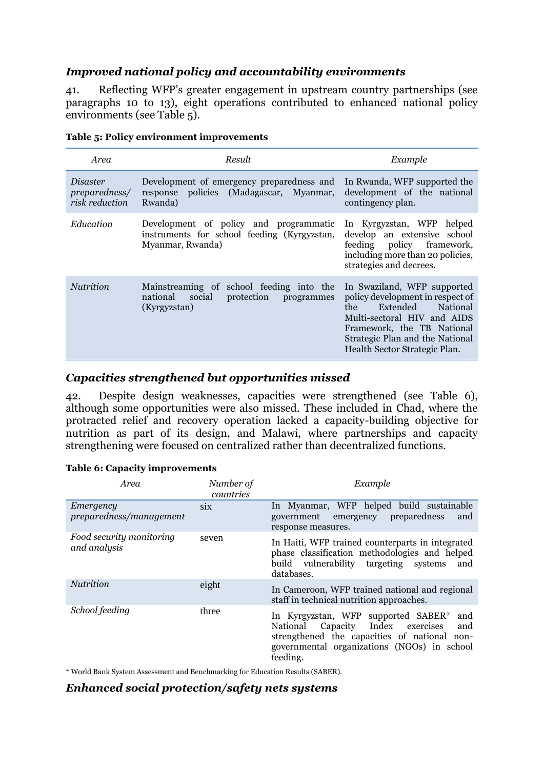### *Improved national policy and accountability environments*

41. Reflecting WFP's greater engagement in upstream country partnerships (see paragraphs 10 to 13), eight operations contributed to enhanced national policy environments (see Table 5).

**Table 5: Policy environment improvements**

| *Area* | *Result* | *Example* |
|---|---|---|
| *Disaster preparedness/ risk reduction* | Development of emergency preparedness and response policies (Madagascar, Myanmar, Rwanda) | In Rwanda, WFP supported the development of the national contingency plan. |
| *Education* | Development of policy and programmatic instruments for school feeding (Kyrgyzstan, Myanmar, Rwanda) | In Kyrgyzstan, WFP helped develop an extensive school feeding policy framework, including more than 20 policies, strategies and decrees. |
| *Nutrition* | Mainstreaming of school feeding into the national social protection programmes (Kyrgyzstan) | In Swaziland, WFP supported policy development in respect of the Extended National Multi-sectoral HIV and AIDS Framework, the TB National Strategic Plan and the National Health Sector Strategic Plan. |

### *Capacities strengthened but opportunities missed*

42. Despite design weaknesses, capacities were strengthened (see Table 6), although some opportunities were also missed. These included in Chad, where the protracted relief and recovery operation lacked a capacity-building objective for nutrition as part of its design, and Malawi, where partnerships and capacity strengthening were focused on centralized rather than decentralized functions.

**Table 6: Capacity improvements**

| *Area* | *Number of countries* | *Example* |
|---|---|---|
| *Emergency preparedness/management* | six | In Myanmar, WFP helped build sustainable government emergency preparedness and response measures. |
| *Food security monitoring and analysis* | seven | In Haiti, WFP trained counterparts in integrated phase classification methodologies and helped build vulnerability targeting systems and databases. |
| *Nutrition* | eight | In Cameroon, WFP trained national and regional staff in technical nutrition approaches. |
| *School feeding* | three | In Kyrgyzstan, WFP supported SABER* and National Capacity Index exercises and strengthened the capacities of national non-governmental organizations (NGOs) in school feeding. |

* World Bank System Assessment and Benchmarking for Education Results (SABER).

### *Enhanced social protection/safety nets systems*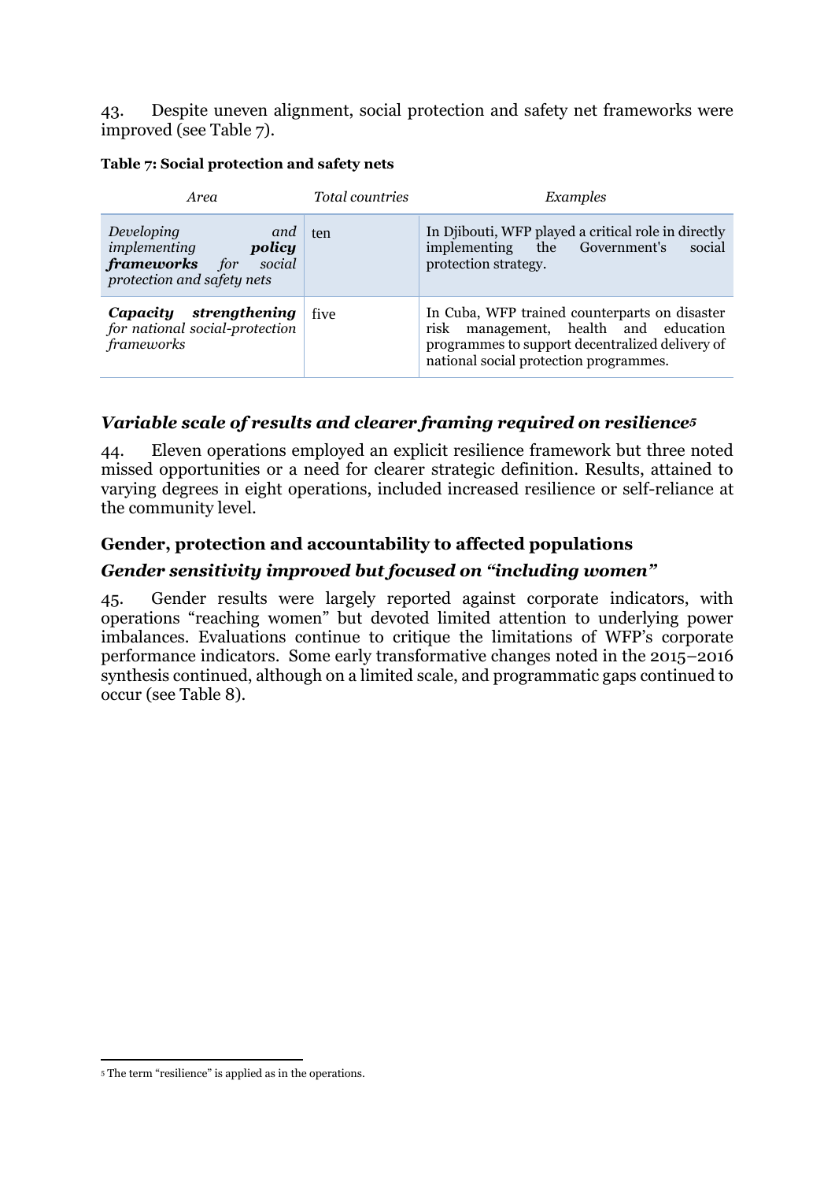43. Despite uneven alignment, social protection and safety net frameworks were improved (see Table 7).

**Table 7: Social protection and safety nets**

| *Area* | *Total countries* | *Examples* |
|---|---|---|
| *Developing and implementing **policy frameworks** for social protection and safety nets* | ten | In Djibouti, WFP played a critical role in directly implementing the Government's social protection strategy. |
| ***Capacity strengthening** for national social-protection frameworks* | five | In Cuba, WFP trained counterparts on disaster risk management, health and education programmes to support decentralized delivery of national social protection programmes. |

### *Variable scale of results and clearer framing required on resilience[5]*

44. Eleven operations employed an explicit resilience framework but three noted missed opportunities or a need for clearer strategic definition. Results, attained to varying degrees in eight operations, included increased resilience or self-reliance at the community level.

## Gender, protection and accountability to affected populations

### *Gender sensitivity improved but focused on "including women"*

45. Gender results were largely reported against corporate indicators, with operations "reaching women" but devoted limited attention to underlying power imbalances. Evaluations continue to critique the limitations of WFP's corporate performance indicators. Some early transformative changes noted in the 2015–2016 synthesis continued, although on a limited scale, and programmatic gaps continued to occur (see Table 8).

[5] The term "resilience" is applied as in the operations.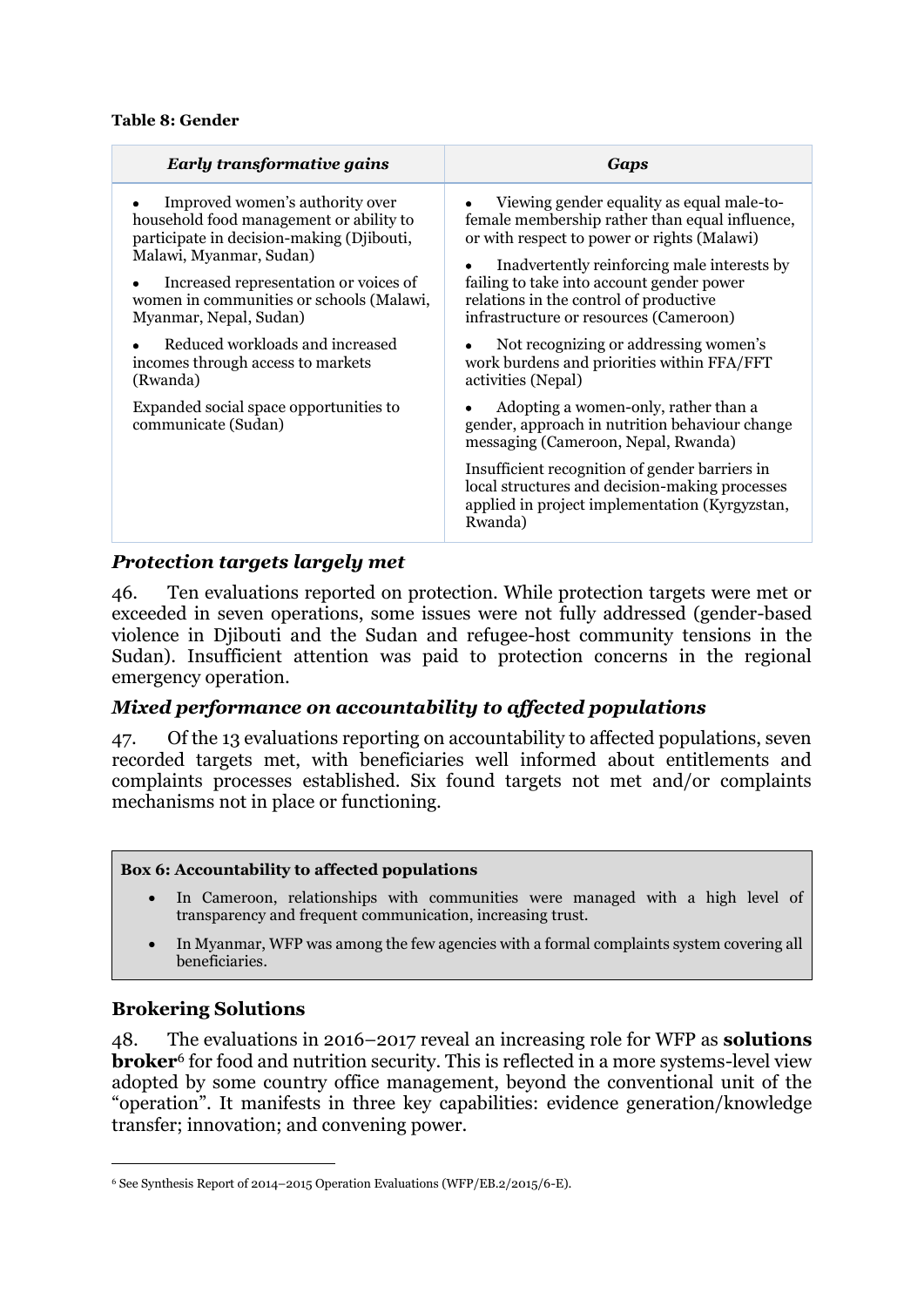**Table 8: Gender**

| *Early transformative gains* | *Gaps* |
| --- | --- |
| • Improved women's authority over household food management or ability to participate in decision-making (Djibouti, Malawi, Myanmar, Sudan)<br><br>• Increased representation or voices of women in communities or schools (Malawi, Myanmar, Nepal, Sudan)<br><br>• Reduced workloads and increased incomes through access to markets (Rwanda)<br><br>Expanded social space opportunities to communicate (Sudan) | • Viewing gender equality as equal male-to-female membership rather than equal influence, or with respect to power or rights (Malawi)<br><br>• Inadvertently reinforcing male interests by failing to take into account gender power relations in the control of productive infrastructure or resources (Cameroon)<br><br>• Not recognizing or addressing women's work burdens and priorities within FFA/FFT activities (Nepal)<br><br>• Adopting a women-only, rather than a gender, approach in nutrition behaviour change messaging (Cameroon, Nepal, Rwanda)<br><br>Insufficient recognition of gender barriers in local structures and decision-making processes applied in project implementation (Kyrgyzstan, Rwanda) |

### *Protection targets largely met*

46. Ten evaluations reported on protection. While protection targets were met or exceeded in seven operations, some issues were not fully addressed (gender-based violence in Djibouti and the Sudan and refugee-host community tensions in the Sudan). Insufficient attention was paid to protection concerns in the regional emergency operation.

### *Mixed performance on accountability to affected populations*

47. Of the 13 evaluations reporting on accountability to affected populations, seven recorded targets met, with beneficiaries well informed about entitlements and complaints processes established. Six found targets not met and/or complaints mechanisms not in place or functioning.

> **Box 6: Accountability to affected populations**
>
> - In Cameroon, relationships with communities were managed with a high level of transparency and frequent communication, increasing trust.
> - In Myanmar, WFP was among the few agencies with a formal complaints system covering all beneficiaries.

## Brokering Solutions

48. The evaluations in 2016–2017 reveal an increasing role for WFP as **solutions broker**[6] for food and nutrition security. This is reflected in a more systems-level view adopted by some country office management, beyond the conventional unit of the "operation". It manifests in three key capabilities: evidence generation/knowledge transfer; innovation; and convening power.

[6] See Synthesis Report of 2014–2015 Operation Evaluations (WFP/EB.2/2015/6-E).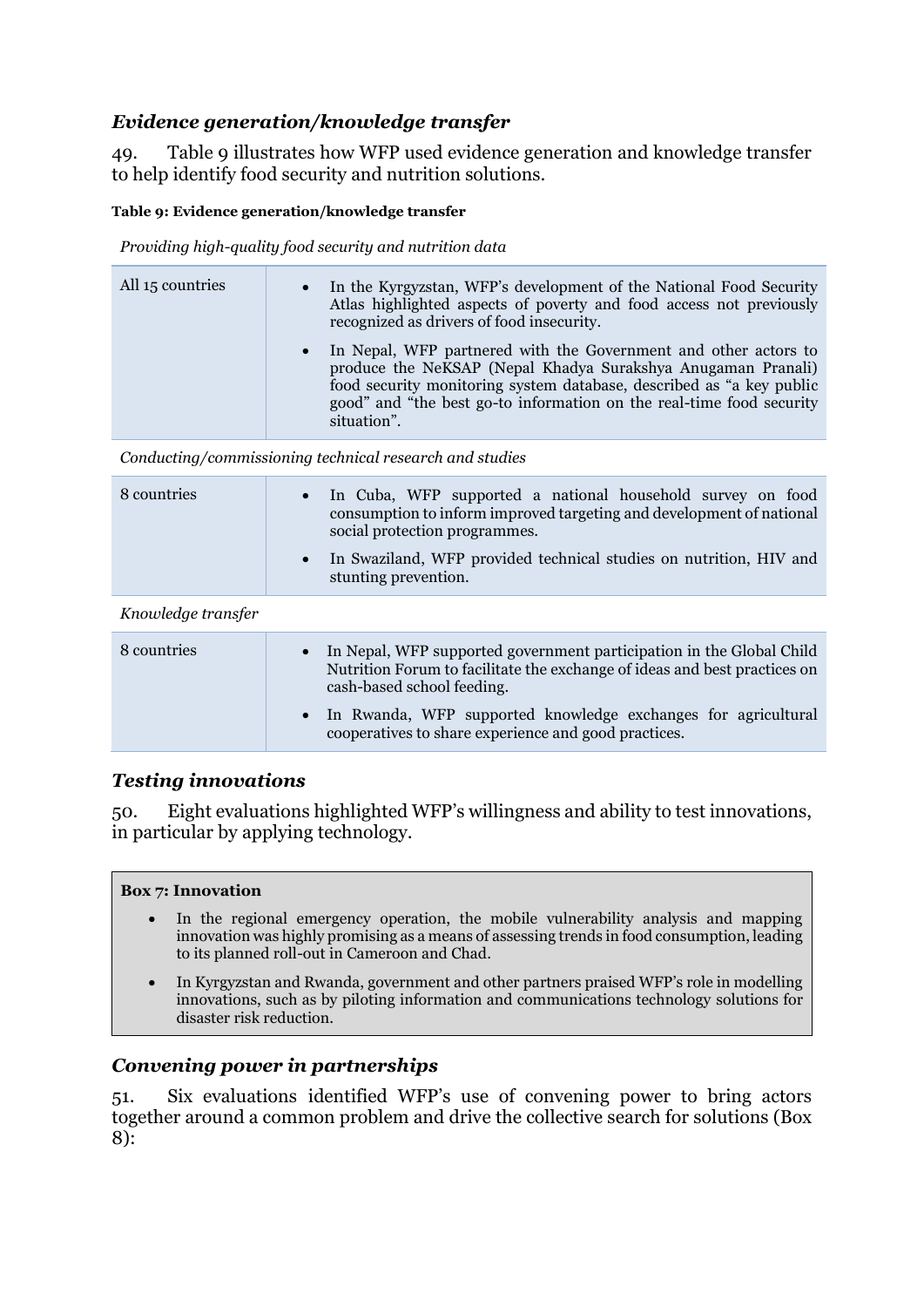### *Evidence generation/knowledge transfer*

49. Table 9 illustrates how WFP used evidence generation and knowledge transfer to help identify food security and nutrition solutions.

**Table 9: Evidence generation/knowledge transfer**

| *Providing high-quality food security and nutrition data* | |
|---|---|
| All 15 countries | • In the Kyrgyzstan, WFP's development of the National Food Security Atlas highlighted aspects of poverty and food access not previously recognized as drivers of food insecurity.<br>• In Nepal, WFP partnered with the Government and other actors to produce the NeKSAP (Nepal Khadya Surakshya Anugaman Pranali) food security monitoring system database, described as "a key public good" and "the best go-to information on the real-time food security situation". |
| *Conducting/commissioning technical research and studies* | |
| 8 countries | • In Cuba, WFP supported a national household survey on food consumption to inform improved targeting and development of national social protection programmes.<br>• In Swaziland, WFP provided technical studies on nutrition, HIV and stunting prevention. |
| *Knowledge transfer* | |
| 8 countries | • In Nepal, WFP supported government participation in the Global Child Nutrition Forum to facilitate the exchange of ideas and best practices on cash-based school feeding.<br>• In Rwanda, WFP supported knowledge exchanges for agricultural cooperatives to share experience and good practices. |

### *Testing innovations*

50. Eight evaluations highlighted WFP's willingness and ability to test innovations, in particular by applying technology.

**Box 7: Innovation**

- In the regional emergency operation, the mobile vulnerability analysis and mapping innovation was highly promising as a means of assessing trends in food consumption, leading to its planned roll-out in Cameroon and Chad.
- In Kyrgyzstan and Rwanda, government and other partners praised WFP's role in modelling innovations, such as by piloting information and communications technology solutions for disaster risk reduction.

### *Convening power in partnerships*

51. Six evaluations identified WFP's use of convening power to bring actors together around a common problem and drive the collective search for solutions (Box 8):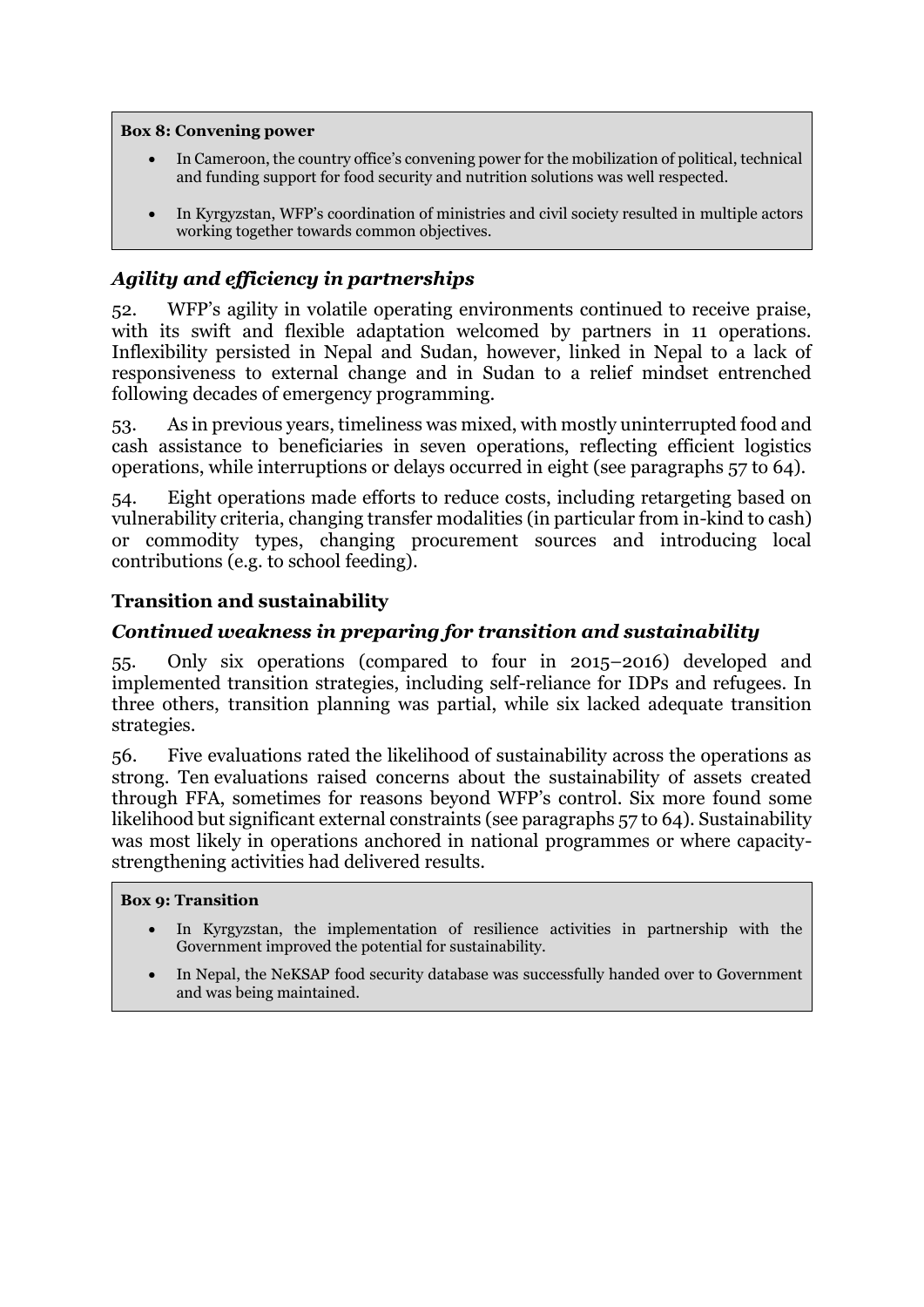**Box 8: Convening power**

- In Cameroon, the country office's convening power for the mobilization of political, technical and funding support for food security and nutrition solutions was well respected.
- In Kyrgyzstan, WFP's coordination of ministries and civil society resulted in multiple actors working together towards common objectives.

### *Agility and efficiency in partnerships*

52. WFP's agility in volatile operating environments continued to receive praise, with its swift and flexible adaptation welcomed by partners in 11 operations. Inflexibility persisted in Nepal and Sudan, however, linked in Nepal to a lack of responsiveness to external change and in Sudan to a relief mindset entrenched following decades of emergency programming.

53. As in previous years, timeliness was mixed, with mostly uninterrupted food and cash assistance to beneficiaries in seven operations, reflecting efficient logistics operations, while interruptions or delays occurred in eight (see paragraphs 57 to 64).

54. Eight operations made efforts to reduce costs, including retargeting based on vulnerability criteria, changing transfer modalities (in particular from in-kind to cash) or commodity types, changing procurement sources and introducing local contributions (e.g. to school feeding).

## Transition and sustainability

### *Continued weakness in preparing for transition and sustainability*

55. Only six operations (compared to four in 2015–2016) developed and implemented transition strategies, including self-reliance for IDPs and refugees. In three others, transition planning was partial, while six lacked adequate transition strategies.

56. Five evaluations rated the likelihood of sustainability across the operations as strong. Ten evaluations raised concerns about the sustainability of assets created through FFA, sometimes for reasons beyond WFP's control. Six more found some likelihood but significant external constraints (see paragraphs 57 to 64). Sustainability was most likely in operations anchored in national programmes or where capacity-strengthening activities had delivered results.

**Box 9: Transition**

- In Kyrgyzstan, the implementation of resilience activities in partnership with the Government improved the potential for sustainability.
- In Nepal, the NeKSAP food security database was successfully handed over to Government and was being maintained.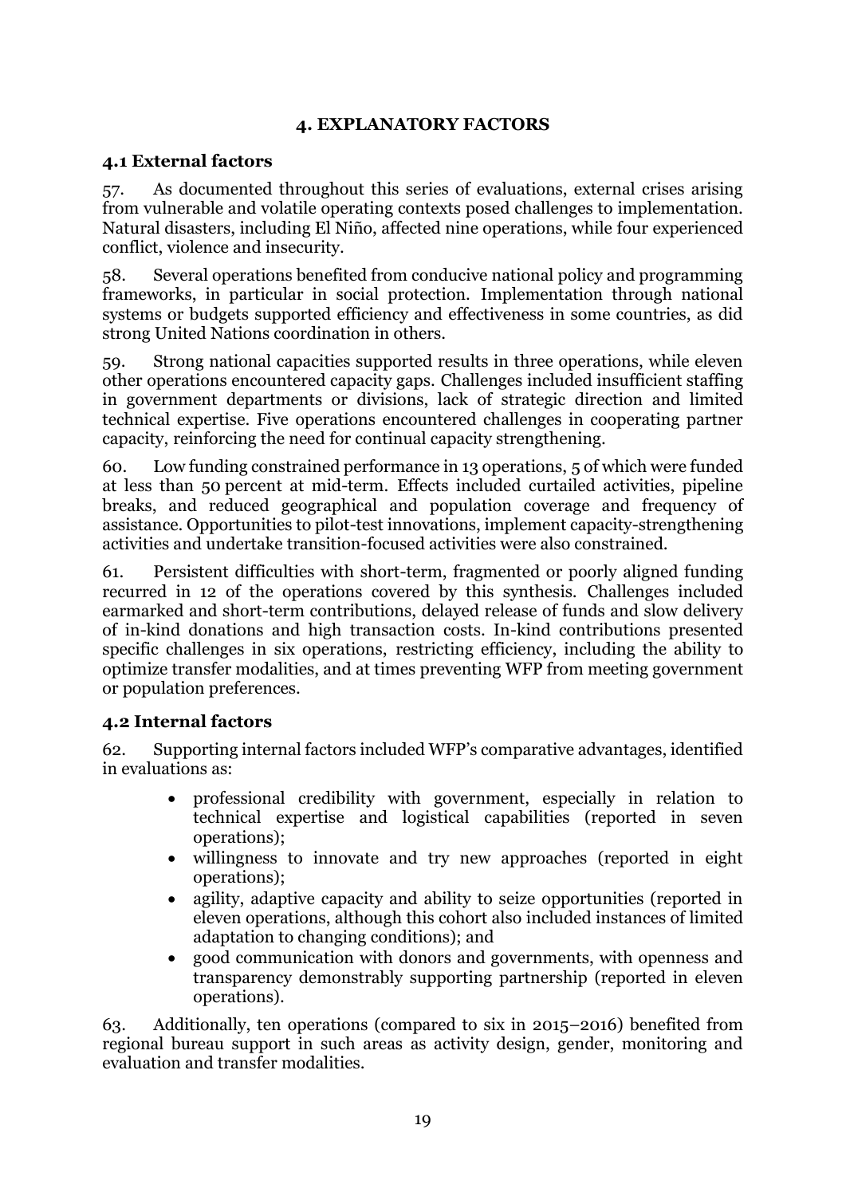# 4. EXPLANATORY FACTORS

## 4.1 External factors

57. As documented throughout this series of evaluations, external crises arising from vulnerable and volatile operating contexts posed challenges to implementation. Natural disasters, including El Niño, affected nine operations, while four experienced conflict, violence and insecurity.

58. Several operations benefited from conducive national policy and programming frameworks, in particular in social protection. Implementation through national systems or budgets supported efficiency and effectiveness in some countries, as did strong United Nations coordination in others.

59. Strong national capacities supported results in three operations, while eleven other operations encountered capacity gaps. Challenges included insufficient staffing in government departments or divisions, lack of strategic direction and limited technical expertise. Five operations encountered challenges in cooperating partner capacity, reinforcing the need for continual capacity strengthening.

60. Low funding constrained performance in 13 operations, 5 of which were funded at less than 50 percent at mid-term. Effects included curtailed activities, pipeline breaks, and reduced geographical and population coverage and frequency of assistance. Opportunities to pilot-test innovations, implement capacity-strengthening activities and undertake transition-focused activities were also constrained.

61. Persistent difficulties with short-term, fragmented or poorly aligned funding recurred in 12 of the operations covered by this synthesis. Challenges included earmarked and short-term contributions, delayed release of funds and slow delivery of in-kind donations and high transaction costs. In-kind contributions presented specific challenges in six operations, restricting efficiency, including the ability to optimize transfer modalities, and at times preventing WFP from meeting government or population preferences.

## 4.2 Internal factors

62. Supporting internal factors included WFP's comparative advantages, identified in evaluations as:

- professional credibility with government, especially in relation to technical expertise and logistical capabilities (reported in seven operations);
- willingness to innovate and try new approaches (reported in eight operations);
- agility, adaptive capacity and ability to seize opportunities (reported in eleven operations, although this cohort also included instances of limited adaptation to changing conditions); and
- good communication with donors and governments, with openness and transparency demonstrably supporting partnership (reported in eleven operations).

63. Additionally, ten operations (compared to six in 2015–2016) benefited from regional bureau support in such areas as activity design, gender, monitoring and evaluation and transfer modalities.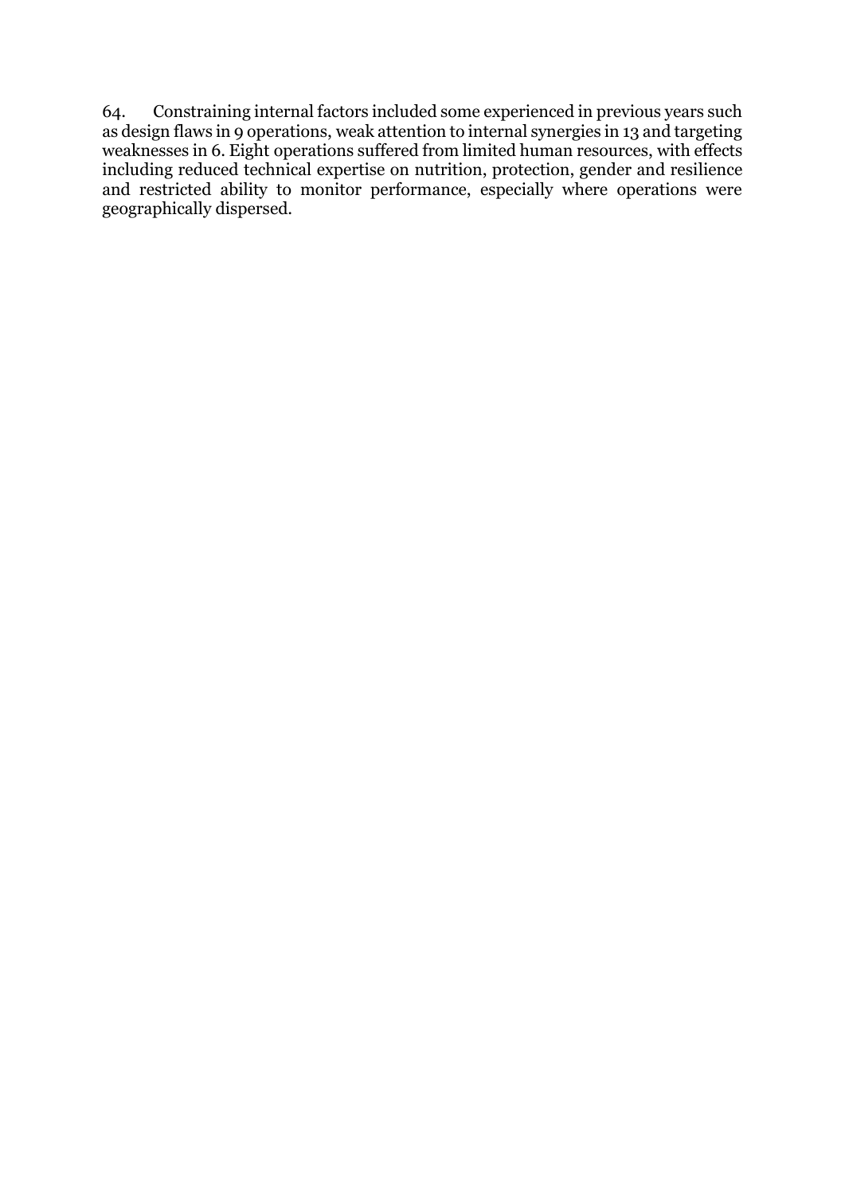64. Constraining internal factors included some experienced in previous years such as design flaws in 9 operations, weak attention to internal synergies in 13 and targeting weaknesses in 6. Eight operations suffered from limited human resources, with effects including reduced technical expertise on nutrition, protection, gender and resilience and restricted ability to monitor performance, especially where operations were geographically dispersed.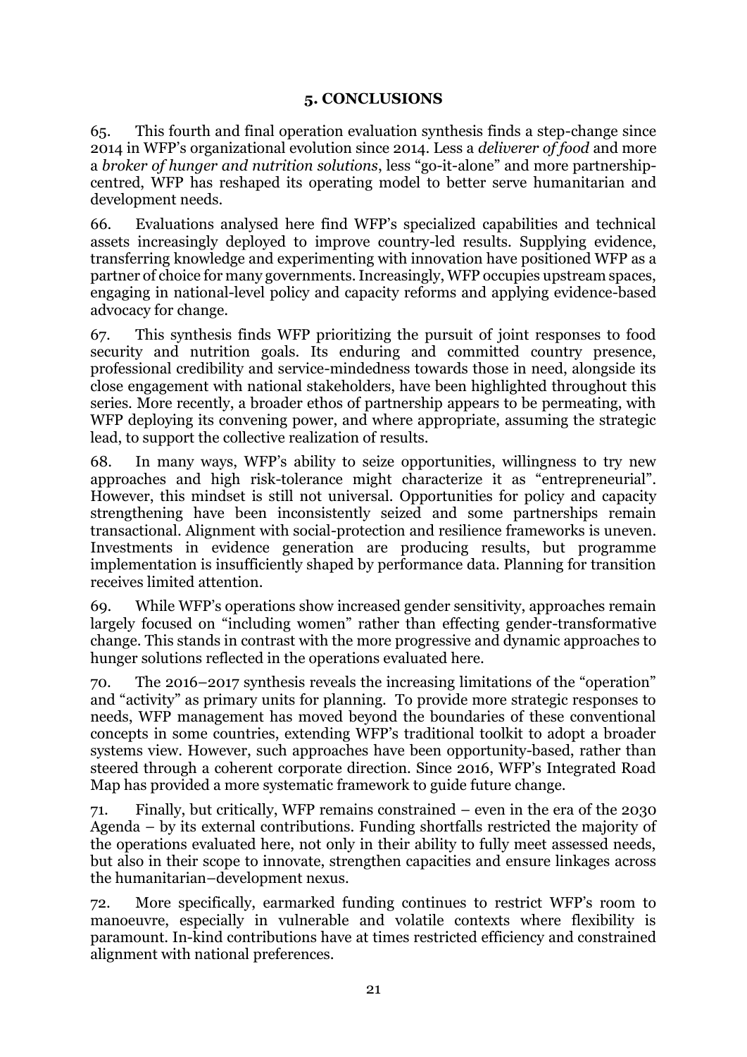## 5. CONCLUSIONS

65. This fourth and final operation evaluation synthesis finds a step-change since 2014 in WFP's organizational evolution since 2014. Less a *deliverer of food* and more a *broker of hunger and nutrition solutions*, less "go-it-alone" and more partnership-centred, WFP has reshaped its operating model to better serve humanitarian and development needs.

66. Evaluations analysed here find WFP's specialized capabilities and technical assets increasingly deployed to improve country-led results. Supplying evidence, transferring knowledge and experimenting with innovation have positioned WFP as a partner of choice for many governments. Increasingly, WFP occupies upstream spaces, engaging in national-level policy and capacity reforms and applying evidence-based advocacy for change.

67. This synthesis finds WFP prioritizing the pursuit of joint responses to food security and nutrition goals. Its enduring and committed country presence, professional credibility and service-mindedness towards those in need, alongside its close engagement with national stakeholders, have been highlighted throughout this series. More recently, a broader ethos of partnership appears to be permeating, with WFP deploying its convening power, and where appropriate, assuming the strategic lead, to support the collective realization of results.

68. In many ways, WFP's ability to seize opportunities, willingness to try new approaches and high risk-tolerance might characterize it as "entrepreneurial". However, this mindset is still not universal. Opportunities for policy and capacity strengthening have been inconsistently seized and some partnerships remain transactional. Alignment with social-protection and resilience frameworks is uneven. Investments in evidence generation are producing results, but programme implementation is insufficiently shaped by performance data. Planning for transition receives limited attention.

69. While WFP's operations show increased gender sensitivity, approaches remain largely focused on "including women" rather than effecting gender-transformative change. This stands in contrast with the more progressive and dynamic approaches to hunger solutions reflected in the operations evaluated here.

70. The 2016–2017 synthesis reveals the increasing limitations of the "operation" and "activity" as primary units for planning. To provide more strategic responses to needs, WFP management has moved beyond the boundaries of these conventional concepts in some countries, extending WFP's traditional toolkit to adopt a broader systems view. However, such approaches have been opportunity-based, rather than steered through a coherent corporate direction. Since 2016, WFP's Integrated Road Map has provided a more systematic framework to guide future change.

71. Finally, but critically, WFP remains constrained – even in the era of the 2030 Agenda – by its external contributions. Funding shortfalls restricted the majority of the operations evaluated here, not only in their ability to fully meet assessed needs, but also in their scope to innovate, strengthen capacities and ensure linkages across the humanitarian–development nexus.

72. More specifically, earmarked funding continues to restrict WFP's room to manoeuvre, especially in vulnerable and volatile contexts where flexibility is paramount. In-kind contributions have at times restricted efficiency and constrained alignment with national preferences.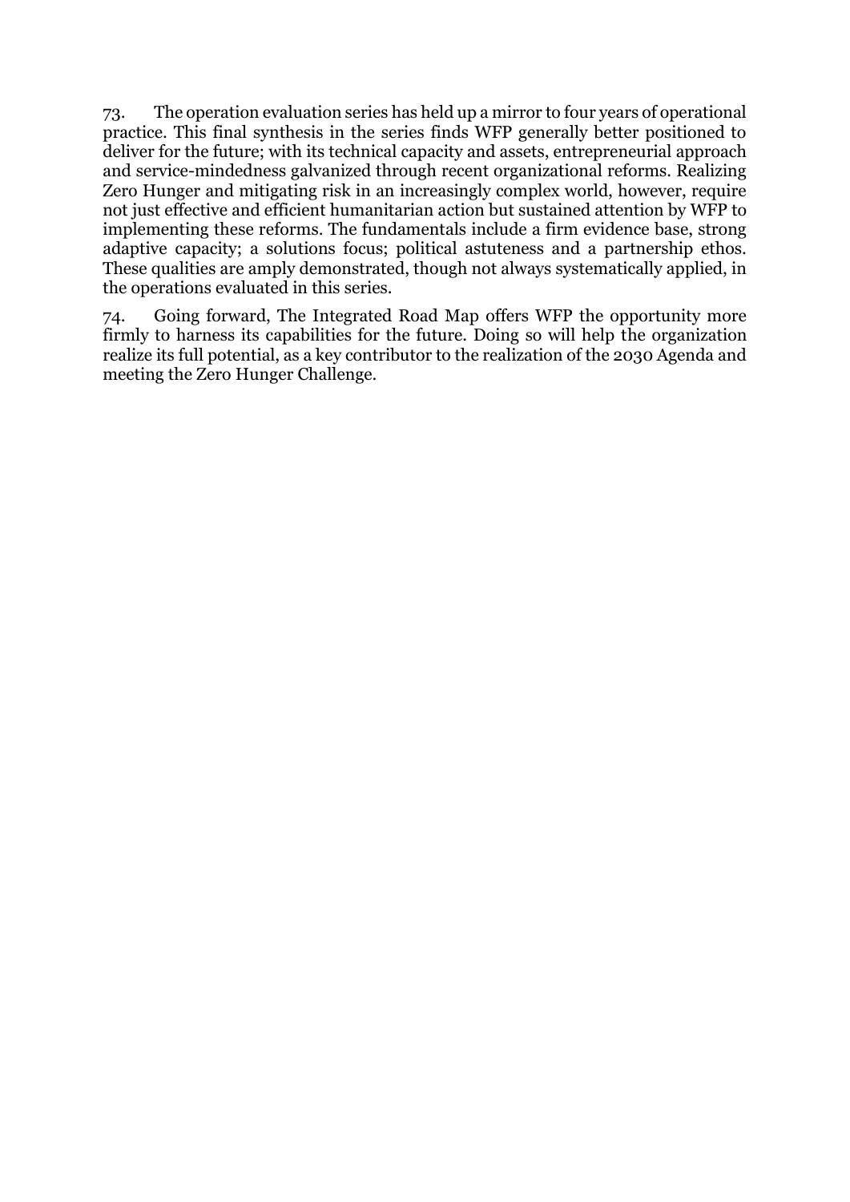73. The operation evaluation series has held up a mirror to four years of operational practice. This final synthesis in the series finds WFP generally better positioned to deliver for the future; with its technical capacity and assets, entrepreneurial approach and service-mindedness galvanized through recent organizational reforms. Realizing Zero Hunger and mitigating risk in an increasingly complex world, however, require not just effective and efficient humanitarian action but sustained attention by WFP to implementing these reforms. The fundamentals include a firm evidence base, strong adaptive capacity; a solutions focus; political astuteness and a partnership ethos. These qualities are amply demonstrated, though not always systematically applied, in the operations evaluated in this series.

74. Going forward, The Integrated Road Map offers WFP the opportunity more firmly to harness its capabilities for the future. Doing so will help the organization realize its full potential, as a key contributor to the realization of the 2030 Agenda and meeting the Zero Hunger Challenge.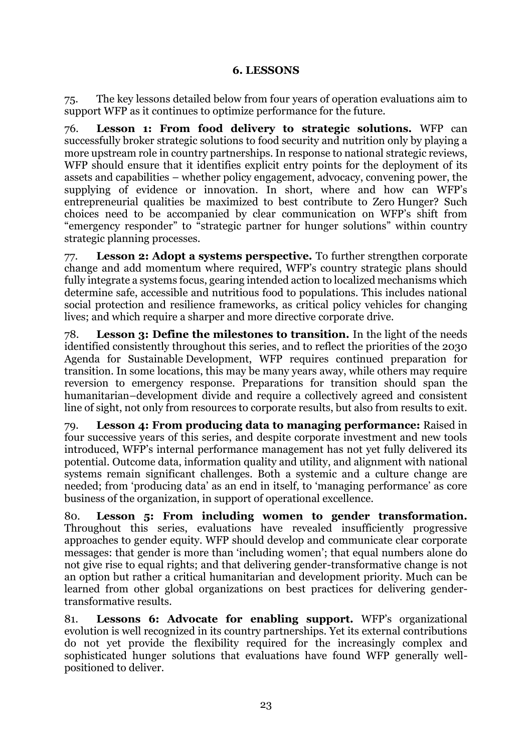## 6. LESSONS

75. The key lessons detailed below from four years of operation evaluations aim to support WFP as it continues to optimize performance for the future.

76. **Lesson 1: From food delivery to strategic solutions.** WFP can successfully broker strategic solutions to food security and nutrition only by playing a more upstream role in country partnerships. In response to national strategic reviews, WFP should ensure that it identifies explicit entry points for the deployment of its assets and capabilities – whether policy engagement, advocacy, convening power, the supplying of evidence or innovation. In short, where and how can WFP's entrepreneurial qualities be maximized to best contribute to Zero Hunger? Such choices need to be accompanied by clear communication on WFP's shift from "emergency responder" to "strategic partner for hunger solutions" within country strategic planning processes.

77. **Lesson 2: Adopt a systems perspective.** To further strengthen corporate change and add momentum where required, WFP's country strategic plans should fully integrate a systems focus, gearing intended action to localized mechanisms which determine safe, accessible and nutritious food to populations. This includes national social protection and resilience frameworks, as critical policy vehicles for changing lives; and which require a sharper and more directive corporate drive.

78. **Lesson 3: Define the milestones to transition.** In the light of the needs identified consistently throughout this series, and to reflect the priorities of the 2030 Agenda for Sustainable Development, WFP requires continued preparation for transition. In some locations, this may be many years away, while others may require reversion to emergency response. Preparations for transition should span the humanitarian–development divide and require a collectively agreed and consistent line of sight, not only from resources to corporate results, but also from results to exit.

79. **Lesson 4: From producing data to managing performance:** Raised in four successive years of this series, and despite corporate investment and new tools introduced, WFP's internal performance management has not yet fully delivered its potential. Outcome data, information quality and utility, and alignment with national systems remain significant challenges. Both a systemic and a culture change are needed; from 'producing data' as an end in itself, to 'managing performance' as core business of the organization, in support of operational excellence.

80. **Lesson 5: From including women to gender transformation.** Throughout this series, evaluations have revealed insufficiently progressive approaches to gender equity. WFP should develop and communicate clear corporate messages: that gender is more than 'including women'; that equal numbers alone do not give rise to equal rights; and that delivering gender-transformative change is not an option but rather a critical humanitarian and development priority. Much can be learned from other global organizations on best practices for delivering gender-transformative results.

81. **Lessons 6: Advocate for enabling support.** WFP's organizational evolution is well recognized in its country partnerships. Yet its external contributions do not yet provide the flexibility required for the increasingly complex and sophisticated hunger solutions that evaluations have found WFP generally well-positioned to deliver.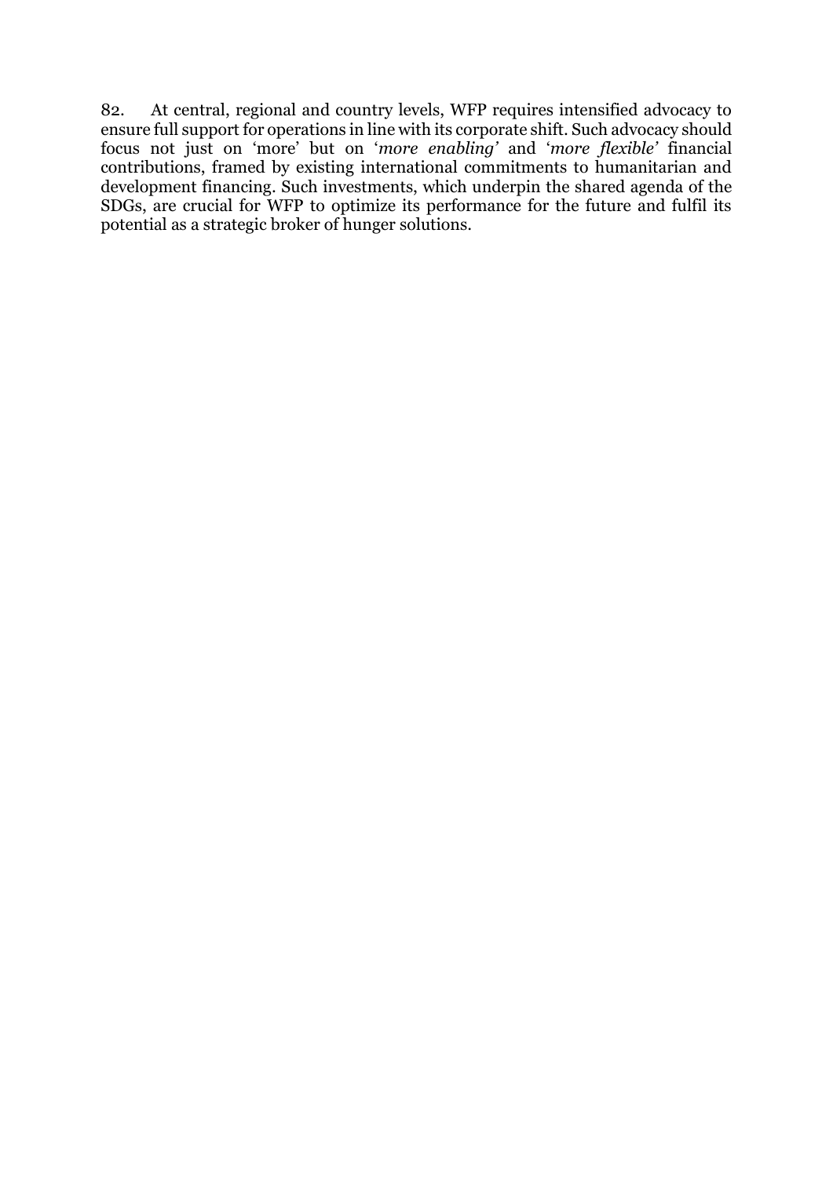82. At central, regional and country levels, WFP requires intensified advocacy to ensure full support for operations in line with its corporate shift. Such advocacy should focus not just on 'more' but on '*more enabling*' and '*more flexible*' financial contributions, framed by existing international commitments to humanitarian and development financing. Such investments, which underpin the shared agenda of the SDGs, are crucial for WFP to optimize its performance for the future and fulfil its potential as a strategic broker of hunger solutions.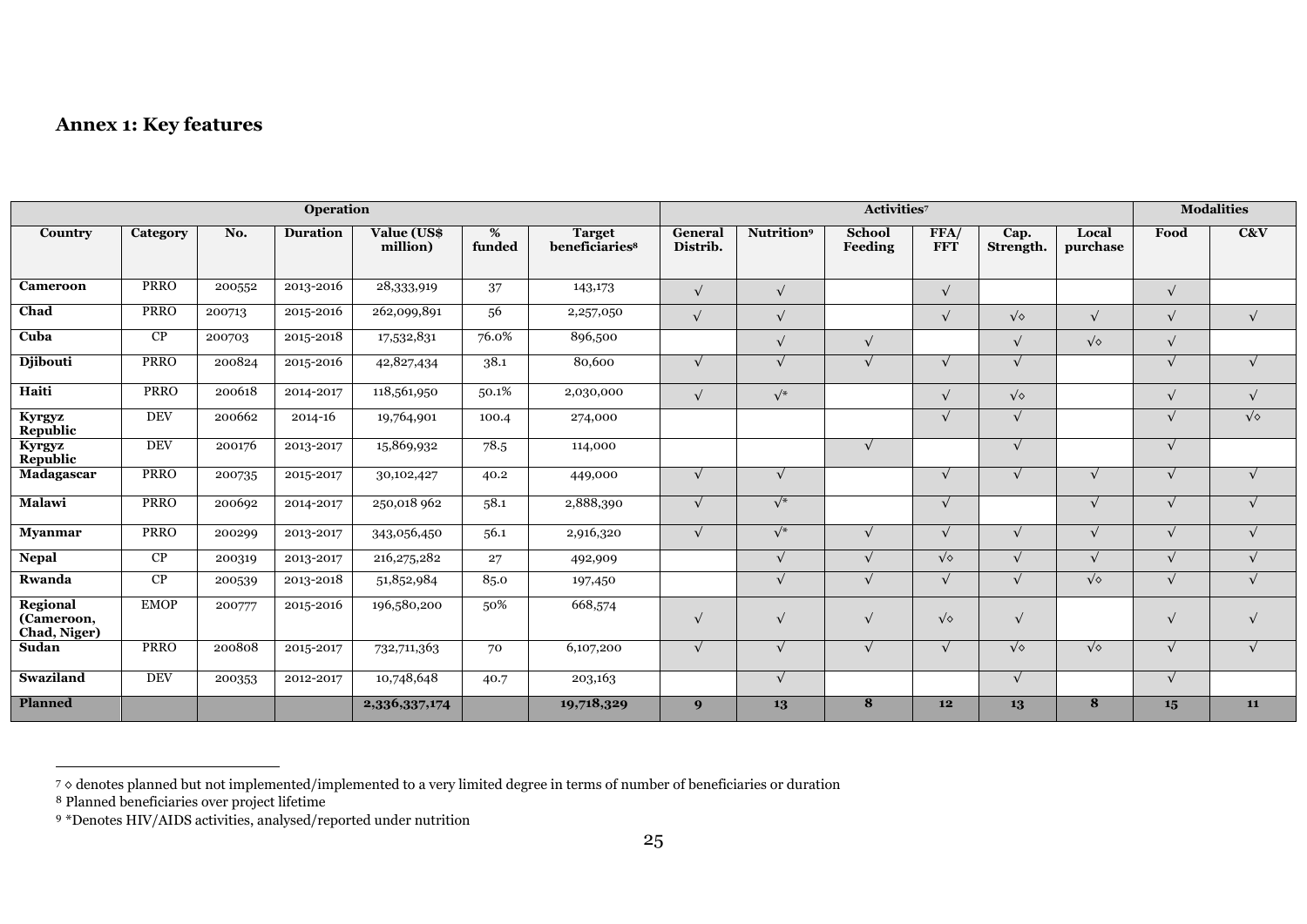## Annex 1: Key features

| Operation | | | | | | | Activities[7] | | | | | | Modalities | |
|---|---|---|---|---|---|---|---|---|---|---|---|---|---|---|
| **Country** | **Category** | **No.** | **Duration** | **Value (US$ million)** | **% funded** | **Target beneficiaries[8]** | **General Distrib.** | **Nutrition[9]** | **School Feeding** | **FFA/ FFT** | **Cap. Strength.** | **Local purchase** | **Food** | **C&V** |
| **Cameroon** | PRRO | 200552 | 2013-2016 | 28,333,919 | 37 | 143,173 | √ | √ | | √ | | | √ | |
| **Chad** | PRRO | 200713 | 2015-2016 | 262,099,891 | 56 | 2,257,050 | √ | √ | | √ | √◇ | √ | √ | √ |
| **Cuba** | CP | 200703 | 2015-2018 | 17,532,831 | 76.0% | 896,500 | | √ | √ | | √ | √◇ | √ | |
| **Djibouti** | PRRO | 200824 | 2015-2016 | 42,827,434 | 38.1 | 80,600 | √ | √ | √ | √ | √ | | √ | √ |
| **Haiti** | PRRO | 200618 | 2014-2017 | 118,561,950 | 50.1% | 2,030,000 | √ | √* | | √ | √◇ | | √ | √ |
| **Kyrgyz Republic** | DEV | 200662 | 2014-16 | 19,764,901 | 100.4 | 274,000 | | | | √ | √ | | √ | √◇ |
| **Kyrgyz Republic** | DEV | 200176 | 2013-2017 | 15,869,932 | 78.5 | 114,000 | | | √ | | √ | | √ | |
| **Madagascar** | PRRO | 200735 | 2015-2017 | 30,102,427 | 40.2 | 449,000 | √ | √ | | √ | √ | √ | √ | √ |
| **Malawi** | PRRO | 200692 | 2014-2017 | 250,018 962 | 58.1 | 2,888,390 | √ | √* | | √ | | √ | √ | √ |
| **Myanmar** | PRRO | 200299 | 2013-2017 | 343,056,450 | 56.1 | 2,916,320 | √ | √* | √ | √ | √ | √ | √ | √ |
| **Nepal** | CP | 200319 | 2013-2017 | 216,275,282 | 27 | 492,909 | | √ | √ | √◇ | √ | √ | √ | √ |
| **Rwanda** | CP | 200539 | 2013-2018 | 51,852,984 | 85.0 | 197,450 | | √ | √ | √ | √ | √◇ | √ | √ |
| **Regional (Cameroon, Chad, Niger)** | EMOP | 200777 | 2015-2016 | 196,580,200 | 50% | 668,574 | √ | √ | √ | √◇ | √ | | √ | √ |
| **Sudan** | PRRO | 200808 | 2015-2017 | 732,711,363 | 70 | 6,107,200 | √ | √ | √ | √ | √◇ | √◇ | √ | √ |
| **Swaziland** | DEV | 200353 | 2012-2017 | 10,748,648 | 40.7 | 203,163 | | √ | | | √ | | √ | |
| **Planned** | | | | **2,336,337,174** | | **19,718,329** | **9** | **13** | **8** | **12** | **13** | **8** | **15** | **11** |

[7] ◇ denotes planned but not implemented/implemented to a very limited degree in terms of number of beneficiaries or duration

[8] Planned beneficiaries over project lifetime

[9] *Denotes HIV/AIDS activities, analysed/reported under nutrition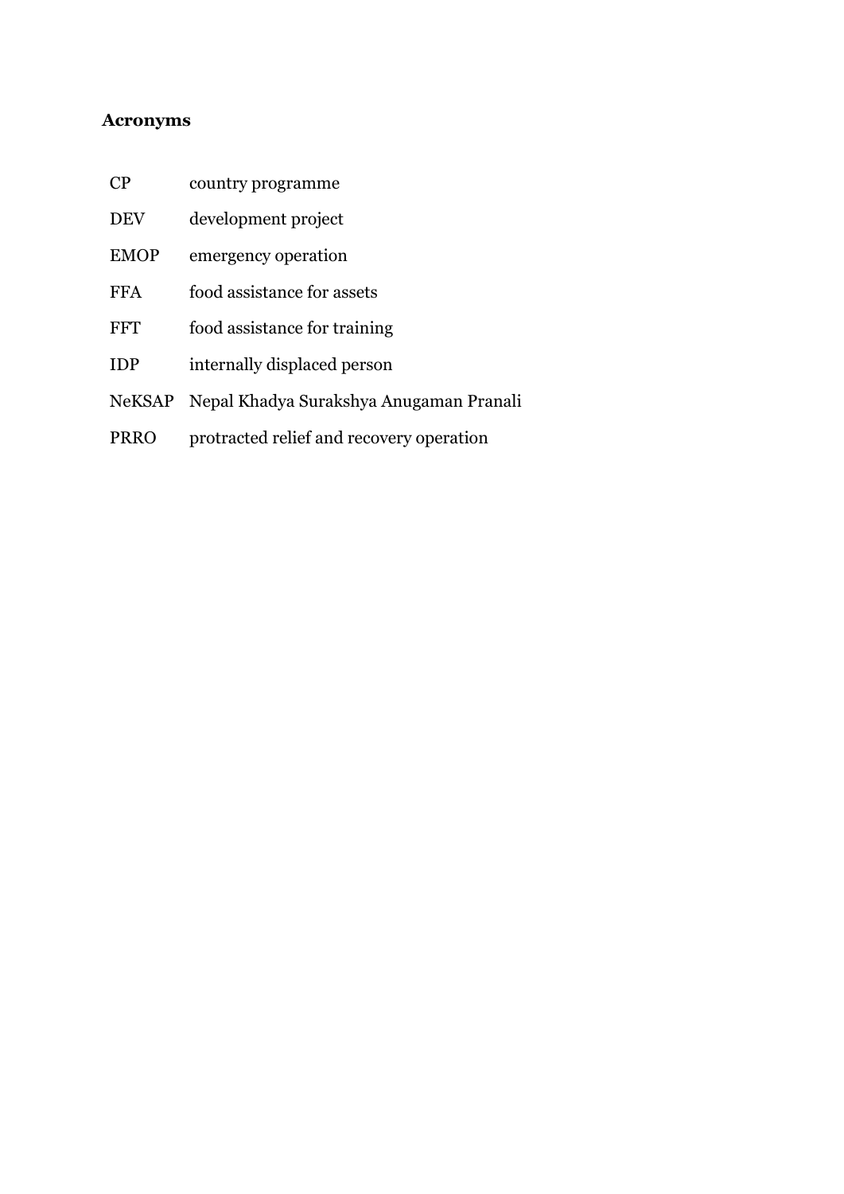## Acronyms

| | |
|---|---|
| CP | country programme |
| DEV | development project |
| EMOP | emergency operation |
| FFA | food assistance for assets |
| FFT | food assistance for training |
| IDP | internally displaced person |
| NeKSAP | Nepal Khadya Surakshya Anugaman Pranali |
| PRRO | protracted relief and recovery operation |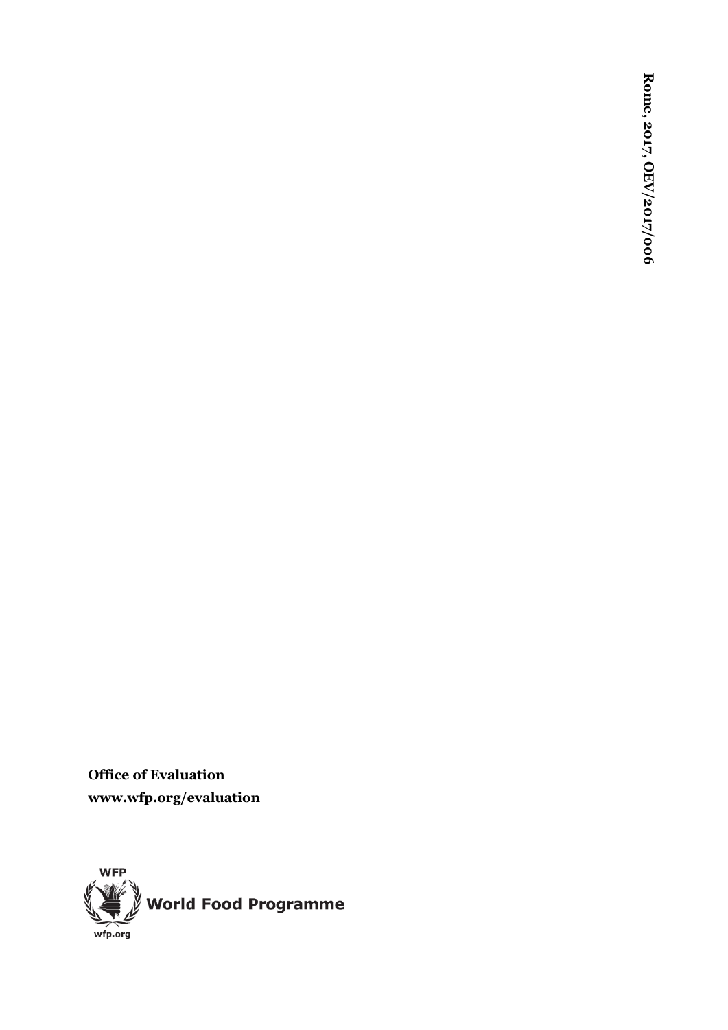**Rome, 2017, OEV/2017/006**

**Office of Evaluation**
**www.wfp.org/evaluation**

WFP
World Food Programme
wfp.org